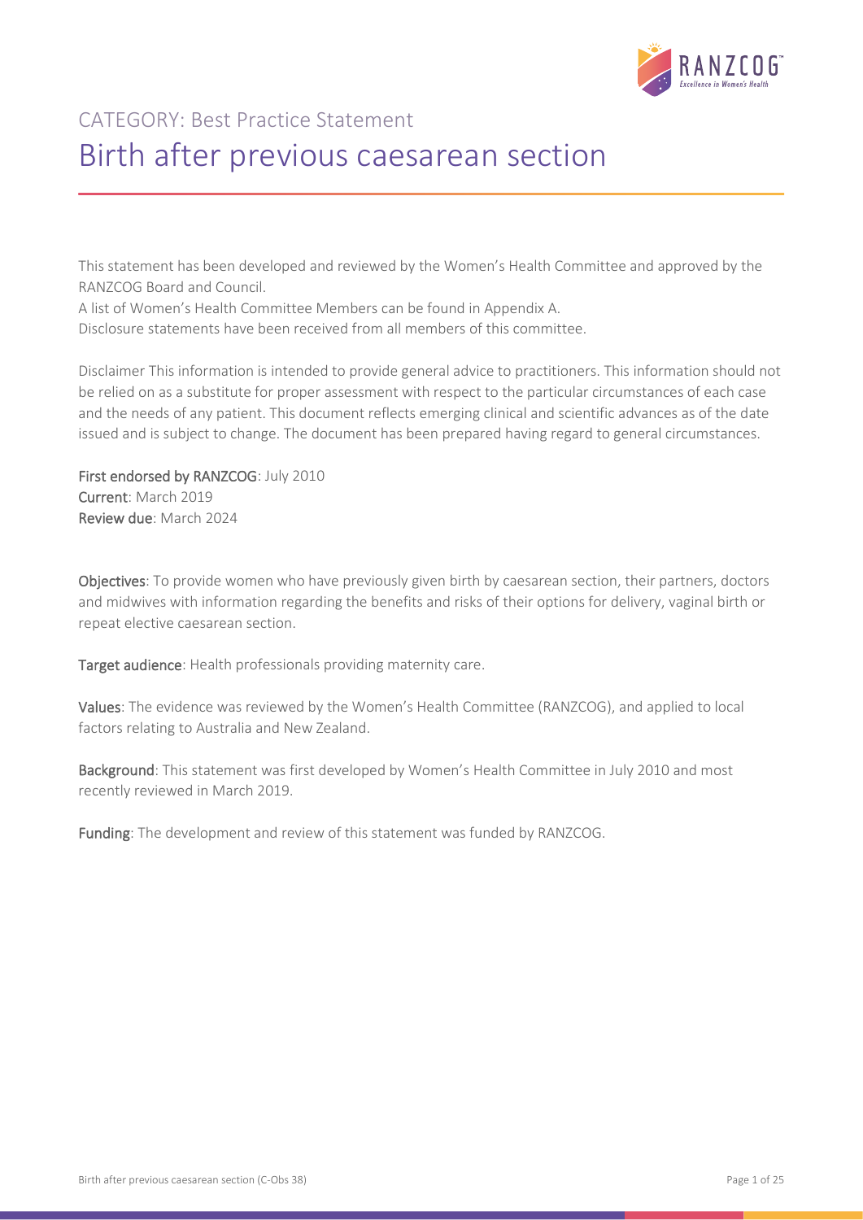CATEGORY: Best Practice Statement

# Birth after previous caesarean section

This statement has been developed and reviewed by the Women's Health Committee and approved by the RANZCOG Board and Council.
A list of Women's Health Committee Members can be found in Appendix A.
Disclosure statements have been received from all members of this committee.

Disclaimer This information is intended to provide general advice to practitioners. This information should not be relied on as a substitute for proper assessment with respect to the particular circumstances of each case and the needs of any patient. This document reflects emerging clinical and scientific advances as of the date issued and is subject to change. The document has been prepared having regard to general circumstances.

**First endorsed by RANZCOG**: July 2010
**Current**: March 2019
**Review due**: March 2024

**Objectives**: To provide women who have previously given birth by caesarean section, their partners, doctors and midwives with information regarding the benefits and risks of their options for delivery, vaginal birth or repeat elective caesarean section.

**Target audience**: Health professionals providing maternity care.

**Values**: The evidence was reviewed by the Women's Health Committee (RANZCOG), and applied to local factors relating to Australia and New Zealand.

**Background**: This statement was first developed by Women's Health Committee in July 2010 and most recently reviewed in March 2019.

**Funding**: The development and review of this statement was funded by RANZCOG.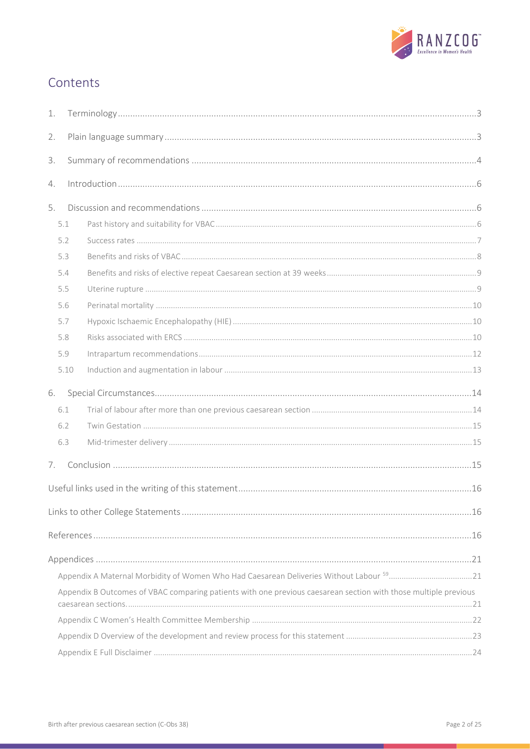# Contents

1. Terminology ..... 3
2. Plain language summary ..... 3
3. Summary of recommendations ..... 4
4. Introduction ..... 6
5. Discussion and recommendations ..... 6
   - 5.1 Past history and suitability for VBAC ..... 6
   - 5.2 Success rates ..... 7
   - 5.3 Benefits and risks of VBAC ..... 8
   - 5.4 Benefits and risks of elective repeat Caesarean section at 39 weeks ..... 9
   - 5.5 Uterine rupture ..... 9
   - 5.6 Perinatal mortality ..... 10
   - 5.7 Hypoxic Ischaemic Encephalopathy (HIE) ..... 10
   - 5.8 Risks associated with ERCS ..... 10
   - 5.9 Intrapartum recommendations ..... 12
   - 5.10 Induction and augmentation in labour ..... 13
6. Special Circumstances ..... 14
   - 6.1 Trial of labour after more than one previous caesarean section ..... 14
   - 6.2 Twin Gestation ..... 15
   - 6.3 Mid-trimester delivery ..... 15
7. Conclusion ..... 15

Useful links used in the writing of this statement ..... 16

Links to other College Statements ..... 16

References ..... 16

Appendices ..... 21
- Appendix A Maternal Morbidity of Women Who Had Caesarean Deliveries Without Labour [59] ..... 21
- Appendix B Outcomes of VBAC comparing patients with one previous caesarean section with those multiple previous caesarean sections. ..... 21
- Appendix C Women's Health Committee Membership ..... 22
- Appendix D Overview of the development and review process for this statement ..... 23
- Appendix E Full Disclaimer ..... 24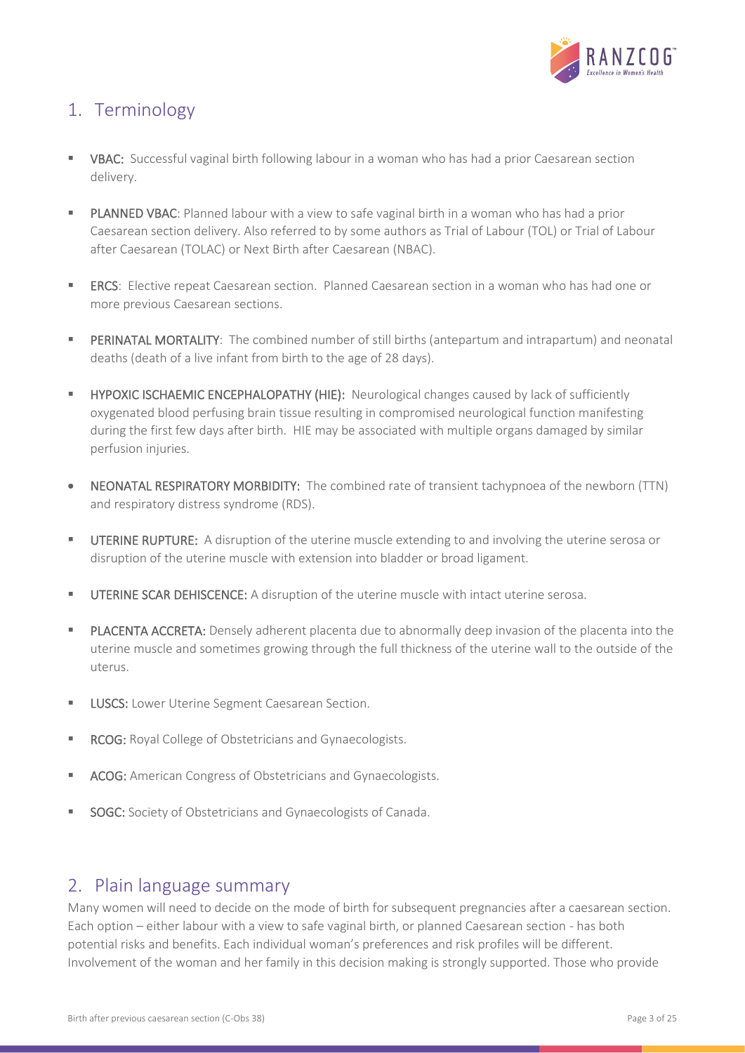## 1. Terminology

- **VBAC:** Successful vaginal birth following labour in a woman who has had a prior Caesarean section delivery.
- **PLANNED VBAC**: Planned labour with a view to safe vaginal birth in a woman who has had a prior Caesarean section delivery. Also referred to by some authors as Trial of Labour (TOL) or Trial of Labour after Caesarean (TOLAC) or Next Birth after Caesarean (NBAC).
- **ERCS**: Elective repeat Caesarean section. Planned Caesarean section in a woman who has had one or more previous Caesarean sections.
- **PERINATAL MORTALITY**: The combined number of still births (antepartum and intrapartum) and neonatal deaths (death of a live infant from birth to the age of 28 days).
- **HYPOXIC ISCHAEMIC ENCEPHALOPATHY (HIE):** Neurological changes caused by lack of sufficiently oxygenated blood perfusing brain tissue resulting in compromised neurological function manifesting during the first few days after birth. HIE may be associated with multiple organs damaged by similar perfusion injuries.
- **NEONATAL RESPIRATORY MORBIDITY:** The combined rate of transient tachypnoea of the newborn (TTN) and respiratory distress syndrome (RDS).
- **UTERINE RUPTURE:** A disruption of the uterine muscle extending to and involving the uterine serosa or disruption of the uterine muscle with extension into bladder or broad ligament.
- **UTERINE SCAR DEHISCENCE:** A disruption of the uterine muscle with intact uterine serosa.
- **PLACENTA ACCRETA:** Densely adherent placenta due to abnormally deep invasion of the placenta into the uterine muscle and sometimes growing through the full thickness of the uterine wall to the outside of the uterus.
- **LUSCS:** Lower Uterine Segment Caesarean Section.
- **RCOG:** Royal College of Obstetricians and Gynaecologists.
- **ACOG:** American Congress of Obstetricians and Gynaecologists.
- **SOGC:** Society of Obstetricians and Gynaecologists of Canada.

## 2. Plain language summary

Many women will need to decide on the mode of birth for subsequent pregnancies after a caesarean section. Each option – either labour with a view to safe vaginal birth, or planned Caesarean section - has both potential risks and benefits. Each individual woman's preferences and risk profiles will be different. Involvement of the woman and her family in this decision making is strongly supported. Those who provide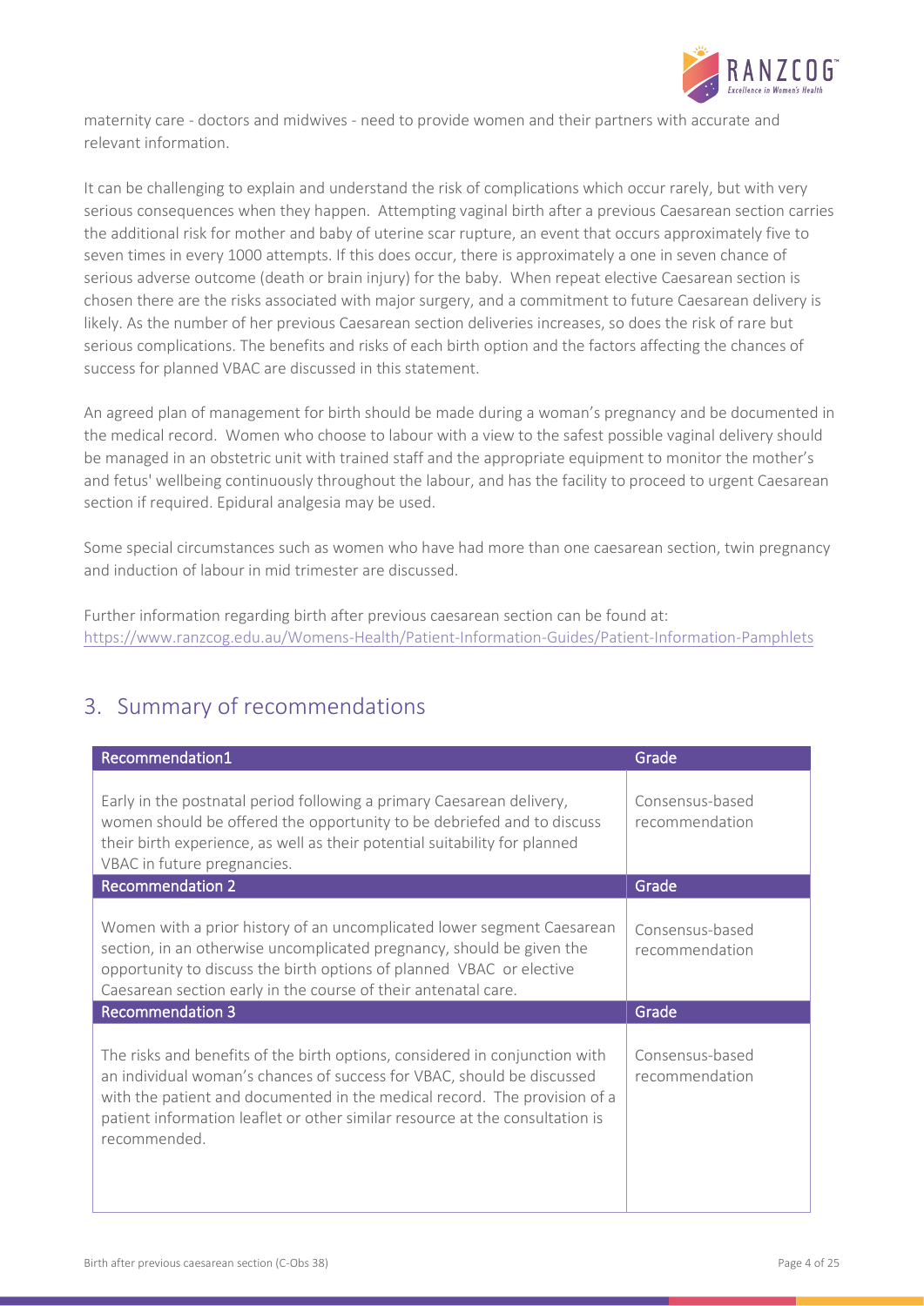maternity care - doctors and midwives - need to provide women and their partners with accurate and relevant information.

It can be challenging to explain and understand the risk of complications which occur rarely, but with very serious consequences when they happen. Attempting vaginal birth after a previous Caesarean section carries the additional risk for mother and baby of uterine scar rupture, an event that occurs approximately five to seven times in every 1000 attempts. If this does occur, there is approximately a one in seven chance of serious adverse outcome (death or brain injury) for the baby. When repeat elective Caesarean section is chosen there are the risks associated with major surgery, and a commitment to future Caesarean delivery is likely. As the number of her previous Caesarean section deliveries increases, so does the risk of rare but serious complications. The benefits and risks of each birth option and the factors affecting the chances of success for planned VBAC are discussed in this statement.

An agreed plan of management for birth should be made during a woman's pregnancy and be documented in the medical record. Women who choose to labour with a view to the safest possible vaginal delivery should be managed in an obstetric unit with trained staff and the appropriate equipment to monitor the mother's and fetus' wellbeing continuously throughout the labour, and has the facility to proceed to urgent Caesarean section if required. Epidural analgesia may be used.

Some special circumstances such as women who have had more than one caesarean section, twin pregnancy and induction of labour in mid trimester are discussed.

Further information regarding birth after previous caesarean section can be found at: https://www.ranzcog.edu.au/Womens-Health/Patient-Information-Guides/Patient-Information-Pamphlets

## 3. Summary of recommendations

| Recommendation1 | Grade |
|---|---|
| Early in the postnatal period following a primary Caesarean delivery, women should be offered the opportunity to be debriefed and to discuss their birth experience, as well as their potential suitability for planned VBAC in future pregnancies. | Consensus-based recommendation |
| **Recommendation 2** | **Grade** |
| Women with a prior history of an uncomplicated lower segment Caesarean section, in an otherwise uncomplicated pregnancy, should be given the opportunity to discuss the birth options of planned VBAC or elective Caesarean section early in the course of their antenatal care. | Consensus-based recommendation |
| **Recommendation 3** | **Grade** |
| The risks and benefits of the birth options, considered in conjunction with an individual woman's chances of success for VBAC, should be discussed with the patient and documented in the medical record. The provision of a patient information leaflet or other similar resource at the consultation is recommended. | Consensus-based recommendation |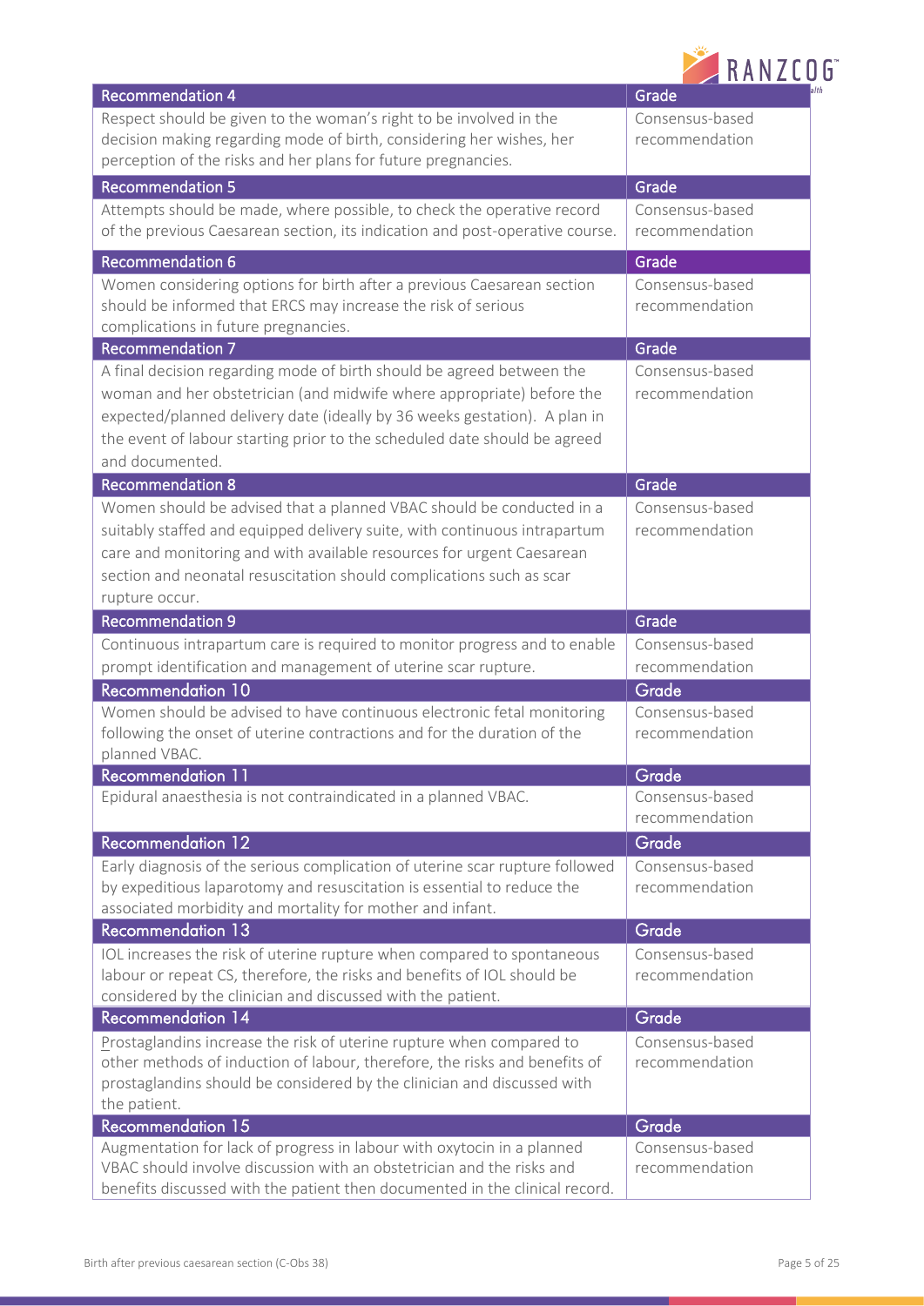| Recommendation 4 | Grade |
|---|---|
| Respect should be given to the woman's right to be involved in the decision making regarding mode of birth, considering her wishes, her perception of the risks and her plans for future pregnancies. | Consensus-based recommendation |

| Recommendation 5 | Grade |
|---|---|
| Attempts should be made, where possible, to check the operative record of the previous Caesarean section, its indication and post-operative course. | Consensus-based recommendation |

| Recommendation 6 | Grade |
|---|---|
| Women considering options for birth after a previous Caesarean section should be informed that ERCS may increase the risk of serious complications in future pregnancies. | Consensus-based recommendation |

| Recommendation 7 | Grade |
|---|---|
| A final decision regarding mode of birth should be agreed between the woman and her obstetrician (and midwife where appropriate) before the expected/planned delivery date (ideally by 36 weeks gestation). A plan in the event of labour starting prior to the scheduled date should be agreed and documented. | Consensus-based recommendation |

| Recommendation 8 | Grade |
|---|---|
| Women should be advised that a planned VBAC should be conducted in a suitably staffed and equipped delivery suite, with continuous intrapartum care and monitoring and with available resources for urgent Caesarean section and neonatal resuscitation should complications such as scar rupture occur. | Consensus-based recommendation |

| Recommendation 9 | Grade |
|---|---|
| Continuous intrapartum care is required to monitor progress and to enable prompt identification and management of uterine scar rupture. | Consensus-based recommendation |

| Recommendation 10 | Grade |
|---|---|
| Women should be advised to have continuous electronic fetal monitoring following the onset of uterine contractions and for the duration of the planned VBAC. | Consensus-based recommendation |

| Recommendation 11 | Grade |
|---|---|
| Epidural anaesthesia is not contraindicated in a planned VBAC. | Consensus-based recommendation |

| Recommendation 12 | Grade |
|---|---|
| Early diagnosis of the serious complication of uterine scar rupture followed by expeditious laparotomy and resuscitation is essential to reduce the associated morbidity and mortality for mother and infant. | Consensus-based recommendation |

| Recommendation 13 | Grade |
|---|---|
| IOL increases the risk of uterine rupture when compared to spontaneous labour or repeat CS, therefore, the risks and benefits of IOL should be considered by the clinician and discussed with the patient. | Consensus-based recommendation |

| Recommendation 14 | Grade |
|---|---|
| Prostaglandins increase the risk of uterine rupture when compared to other methods of induction of labour, therefore, the risks and benefits of prostaglandins should be considered by the clinician and discussed with the patient. | Consensus-based recommendation |

| Recommendation 15 | Grade |
|---|---|
| Augmentation for lack of progress in labour with oxytocin in a planned VBAC should involve discussion with an obstetrician and the risks and benefits discussed with the patient then documented in the clinical record. | Consensus-based recommendation |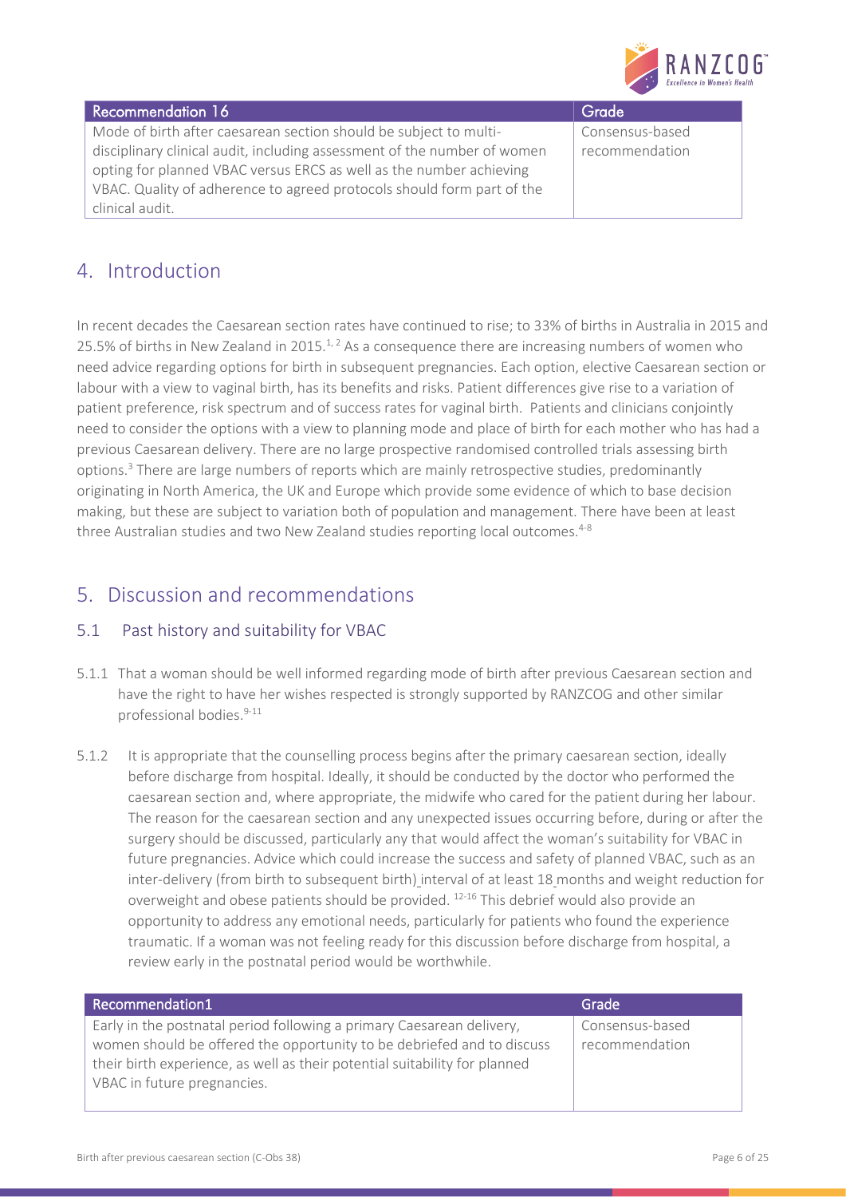| Recommendation 16 | Grade |
|---|---|
| Mode of birth after caesarean section should be subject to multi-disciplinary clinical audit, including assessment of the number of women opting for planned VBAC versus ERCS as well as the number achieving VBAC. Quality of adherence to agreed protocols should form part of the clinical audit. | Consensus-based recommendation |

## 4. Introduction

In recent decades the Caesarean section rates have continued to rise; to 33% of births in Australia in 2015 and 25.5% of births in New Zealand in 2015.[1, 2] As a consequence there are increasing numbers of women who need advice regarding options for birth in subsequent pregnancies. Each option, elective Caesarean section or labour with a view to vaginal birth, has its benefits and risks. Patient differences give rise to a variation of patient preference, risk spectrum and of success rates for vaginal birth. Patients and clinicians conjointly need to consider the options with a view to planning mode and place of birth for each mother who has had a previous Caesarean delivery. There are no large prospective randomised controlled trials assessing birth options.[3] There are large numbers of reports which are mainly retrospective studies, predominantly originating in North America, the UK and Europe which provide some evidence of which to base decision making, but these are subject to variation both of population and management. There have been at least three Australian studies and two New Zealand studies reporting local outcomes.[4-8]

## 5. Discussion and recommendations

### 5.1 Past history and suitability for VBAC

5.1.1 That a woman should be well informed regarding mode of birth after previous Caesarean section and have the right to have her wishes respected is strongly supported by RANZCOG and other similar professional bodies.[9-11]

5.1.2 It is appropriate that the counselling process begins after the primary caesarean section, ideally before discharge from hospital. Ideally, it should be conducted by the doctor who performed the caesarean section and, where appropriate, the midwife who cared for the patient during her labour. The reason for the caesarean section and any unexpected issues occurring before, during or after the surgery should be discussed, particularly any that would affect the woman's suitability for VBAC in future pregnancies. Advice which could increase the success and safety of planned VBAC, such as an inter-delivery (from birth to subsequent birth) interval of at least 18 months and weight reduction for overweight and obese patients should be provided. [12-16] This debrief would also provide an opportunity to address any emotional needs, particularly for patients who found the experience traumatic. If a woman was not feeling ready for this discussion before discharge from hospital, a review early in the postnatal period would be worthwhile.

| Recommendation1 | Grade |
|---|---|
| Early in the postnatal period following a primary Caesarean delivery, women should be offered the opportunity to be debriefed and to discuss their birth experience, as well as their potential suitability for planned VBAC in future pregnancies. | Consensus-based recommendation |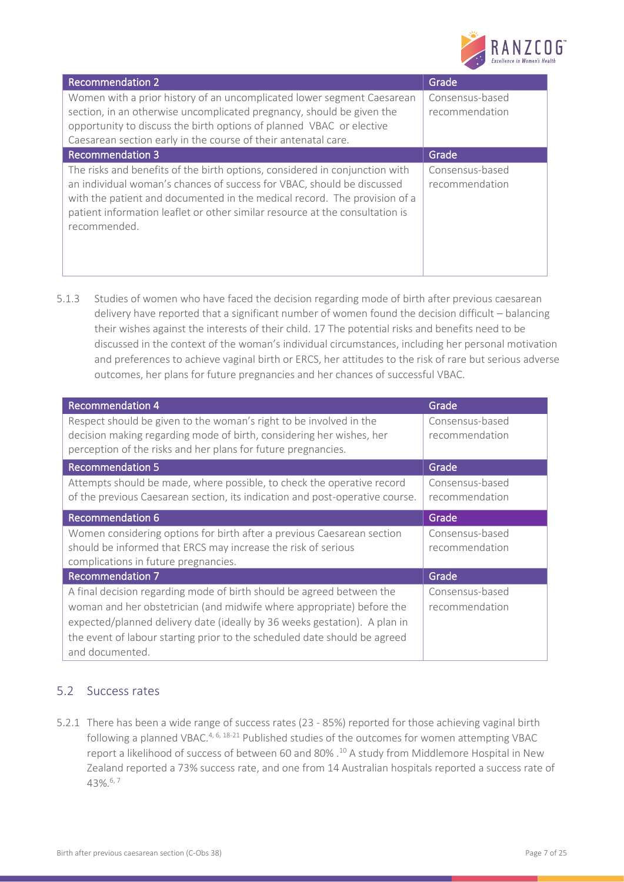| Recommendation 2 | Grade |
|---|---|
| Women with a prior history of an uncomplicated lower segment Caesarean section, in an otherwise uncomplicated pregnancy, should be given the opportunity to discuss the birth options of planned VBAC or elective Caesarean section early in the course of their antenatal care. | Consensus-based recommendation |

| Recommendation 3 | Grade |
|---|---|
| The risks and benefits of the birth options, considered in conjunction with an individual woman's chances of success for VBAC, should be discussed with the patient and documented in the medical record. The provision of a patient information leaflet or other similar resource at the consultation is recommended. | Consensus-based recommendation |

5.1.3 Studies of women who have faced the decision regarding mode of birth after previous caesarean delivery have reported that a significant number of women found the decision difficult – balancing their wishes against the interests of their child. 17 The potential risks and benefits need to be discussed in the context of the woman's individual circumstances, including her personal motivation and preferences to achieve vaginal birth or ERCS, her attitudes to the risk of rare but serious adverse outcomes, her plans for future pregnancies and her chances of successful VBAC.

| Recommendation 4 | Grade |
|---|---|
| Respect should be given to the woman's right to be involved in the decision making regarding mode of birth, considering her wishes, her perception of the risks and her plans for future pregnancies. | Consensus-based recommendation |

| Recommendation 5 | Grade |
|---|---|
| Attempts should be made, where possible, to check the operative record of the previous Caesarean section, its indication and post-operative course. | Consensus-based recommendation |

| Recommendation 6 | Grade |
|---|---|
| Women considering options for birth after a previous Caesarean section should be informed that ERCS may increase the risk of serious complications in future pregnancies. | Consensus-based recommendation |

| Recommendation 7 | Grade |
|---|---|
| A final decision regarding mode of birth should be agreed between the woman and her obstetrician (and midwife where appropriate) before the expected/planned delivery date (ideally by 36 weeks gestation). A plan in the event of labour starting prior to the scheduled date should be agreed and documented. | Consensus-based recommendation |

## 5.2 Success rates

5.2.1 There has been a wide range of success rates (23 - 85%) reported for those achieving vaginal birth following a planned VBAC.[4, 6, 18-21] Published studies of the outcomes for women attempting VBAC report a likelihood of success of between 60 and 80% .[10] A study from Middlemore Hospital in New Zealand reported a 73% success rate, and one from 14 Australian hospitals reported a success rate of 43%.[6, 7]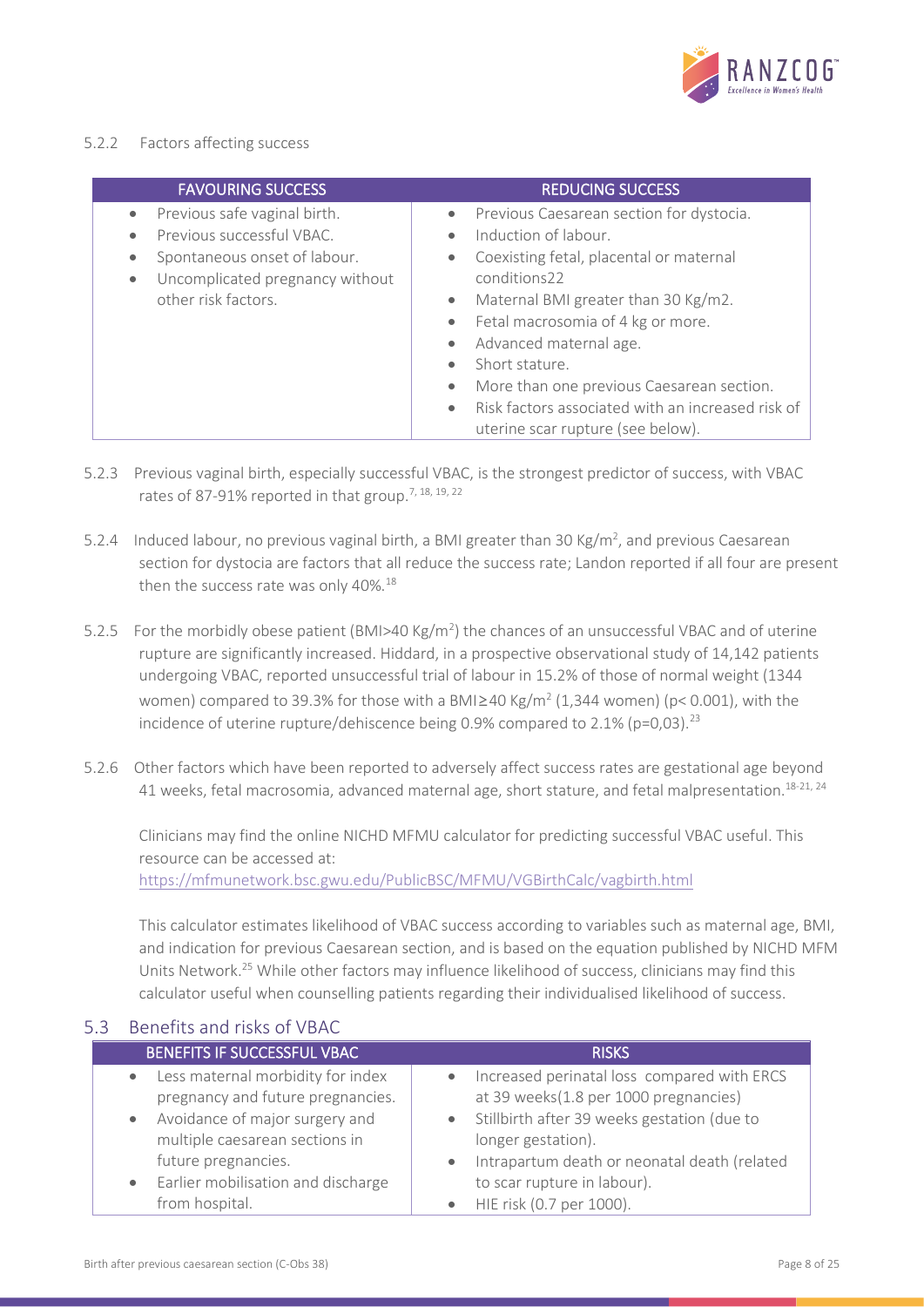#### 5.2.2 Factors affecting success

| FAVOURING SUCCESS | REDUCING SUCCESS |
|---|---|
| • Previous safe vaginal birth.<br>• Previous successful VBAC.<br>• Spontaneous onset of labour.<br>• Uncomplicated pregnancy without other risk factors. | • Previous Caesarean section for dystocia.<br>• Induction of labour.<br>• Coexisting fetal, placental or maternal conditions22<br>• Maternal BMI greater than 30 Kg/m2.<br>• Fetal macrosomia of 4 kg or more.<br>• Advanced maternal age.<br>• Short stature.<br>• More than one previous Caesarean section.<br>• Risk factors associated with an increased risk of uterine scar rupture (see below). |

5.2.3 Previous vaginal birth, especially successful VBAC, is the strongest predictor of success, with VBAC rates of 87-91% reported in that group.[7, 18, 19, 22]

5.2.4 Induced labour, no previous vaginal birth, a BMI greater than 30 Kg/m$^2$, and previous Caesarean section for dystocia are factors that all reduce the success rate; Landon reported if all four are present then the success rate was only 40%.[18]

5.2.5 For the morbidly obese patient (BMI>40 Kg/m$^2$) the chances of an unsuccessful VBAC and of uterine rupture are significantly increased. Hiddard, in a prospective observational study of 14,142 patients undergoing VBAC, reported unsuccessful trial of labour in 15.2% of those of normal weight (1344 women) compared to 39.3% for those with a BMI≥40 Kg/m$^2$ (1,344 women) (p< 0.001), with the incidence of uterine rupture/dehiscence being 0.9% compared to 2.1% (p=0,03).[23]

5.2.6 Other factors which have been reported to adversely affect success rates are gestational age beyond 41 weeks, fetal macrosomia, advanced maternal age, short stature, and fetal malpresentation.[18-21, 24]

Clinicians may find the online NICHD MFMU calculator for predicting successful VBAC useful. This resource can be accessed at:
https://mfmunetwork.bsc.gwu.edu/PublicBSC/MFMU/VGBirthCalc/vagbirth.html

This calculator estimates likelihood of VBAC success according to variables such as maternal age, BMI, and indication for previous Caesarean section, and is based on the equation published by NICHD MFM Units Network.[25] While other factors may influence likelihood of success, clinicians may find this calculator useful when counselling patients regarding their individualised likelihood of success.

## 5.3 Benefits and risks of VBAC

| BENEFITS IF SUCCESSFUL VBAC | RISKS |
|---|---|
| • Less maternal morbidity for index pregnancy and future pregnancies.<br>• Avoidance of major surgery and multiple caesarean sections in future pregnancies.<br>• Earlier mobilisation and discharge from hospital. | • Increased perinatal loss compared with ERCS at 39 weeks(1.8 per 1000 pregnancies)<br>• Stillbirth after 39 weeks gestation (due to longer gestation).<br>• Intrapartum death or neonatal death (related to scar rupture in labour).<br>• HIE risk (0.7 per 1000). |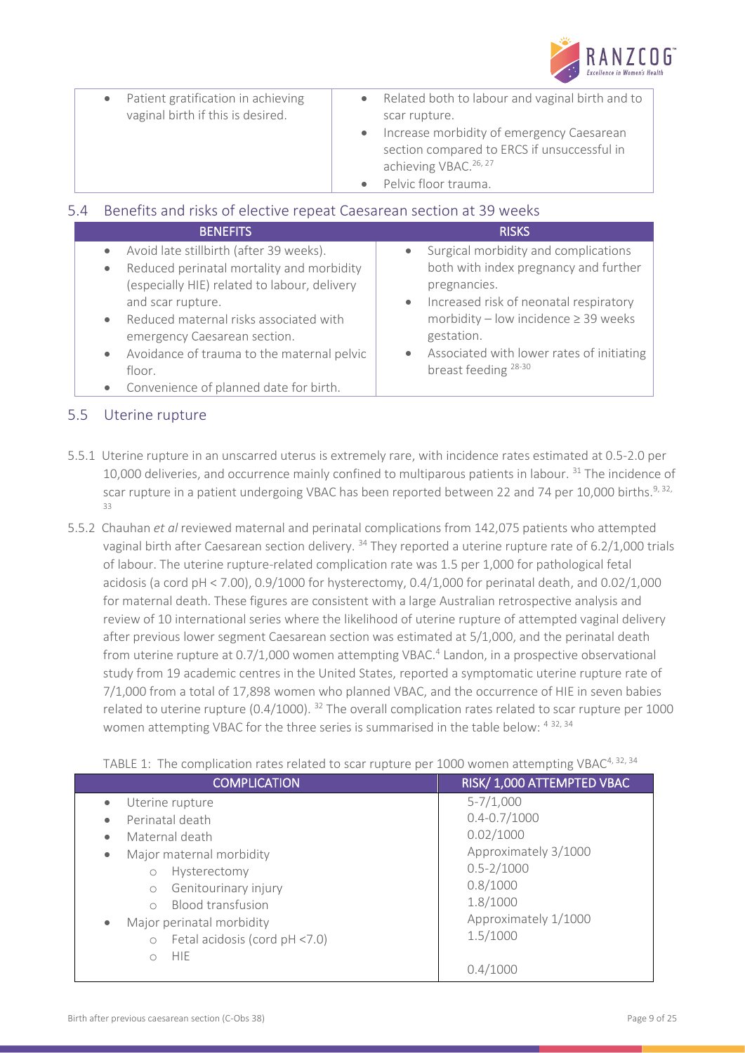| | |
|---|---|
| • Patient gratification in achieving vaginal birth if this is desired. | • Related both to labour and vaginal birth and to scar rupture.<br>• Increase morbidity of emergency Caesarean section compared to ERCS if unsuccessful in achieving VBAC.[26, 27]<br>• Pelvic floor trauma. |

## 5.4 Benefits and risks of elective repeat Caesarean section at 39 weeks

| BENEFITS | RISKS |
|---|---|
| • Avoid late stillbirth (after 39 weeks).<br>• Reduced perinatal mortality and morbidity (especially HIE) related to labour, delivery and scar rupture.<br>• Reduced maternal risks associated with emergency Caesarean section.<br>• Avoidance of trauma to the maternal pelvic floor.<br>• Convenience of planned date for birth. | • Surgical morbidity and complications both with index pregnancy and further pregnancies.<br>• Increased risk of neonatal respiratory morbidity – low incidence ≥ 39 weeks gestation.<br>• Associated with lower rates of initiating breast feeding [28-30] |

## 5.5 Uterine rupture

5.5.1 Uterine rupture in an unscarred uterus is extremely rare, with incidence rates estimated at 0.5-2.0 per 10,000 deliveries, and occurrence mainly confined to multiparous patients in labour. [31] The incidence of scar rupture in a patient undergoing VBAC has been reported between 22 and 74 per 10,000 births.[9, 32, 33]

5.5.2 Chauhan *et al* reviewed maternal and perinatal complications from 142,075 patients who attempted vaginal birth after Caesarean section delivery. [34] They reported a uterine rupture rate of 6.2/1,000 trials of labour. The uterine rupture-related complication rate was 1.5 per 1,000 for pathological fetal acidosis (a cord pH < 7.00), 0.9/1000 for hysterectomy, 0.4/1,000 for perinatal death, and 0.02/1,000 for maternal death. These figures are consistent with a large Australian retrospective analysis and review of 10 international series where the likelihood of uterine rupture of attempted vaginal delivery after previous lower segment Caesarean section was estimated at 5/1,000, and the perinatal death from uterine rupture at 0.7/1,000 women attempting VBAC.[4] Landon, in a prospective observational study from 19 academic centres in the United States, reported a symptomatic uterine rupture rate of 7/1,000 from a total of 17,898 women who planned VBAC, and the occurrence of HIE in seven babies related to uterine rupture (0.4/1000). [32] The overall complication rates related to scar rupture per 1000 women attempting VBAC for the three series is summarised in the table below: [4 32, 34]

TABLE 1: The complication rates related to scar rupture per 1000 women attempting VBAC[4, 32, 34]

| COMPLICATION | RISK/ 1,000 ATTEMPTED VBAC |
|---|---|
| • Uterine rupture | 5-7/1,000 |
| • Perinatal death | 0.4-0.7/1000 |
| • Maternal death | 0.02/1000 |
| • Major maternal morbidity | Approximately 3/1000 |
| ○ Hysterectomy | 0.5-2/1000 |
| ○ Genitourinary injury | 0.8/1000 |
| ○ Blood transfusion | 1.8/1000 |
| • Major perinatal morbidity | Approximately 1/1000 |
| ○ Fetal acidosis (cord pH <7.0) | 1.5/1000 |
| ○ HIE | 0.4/1000 |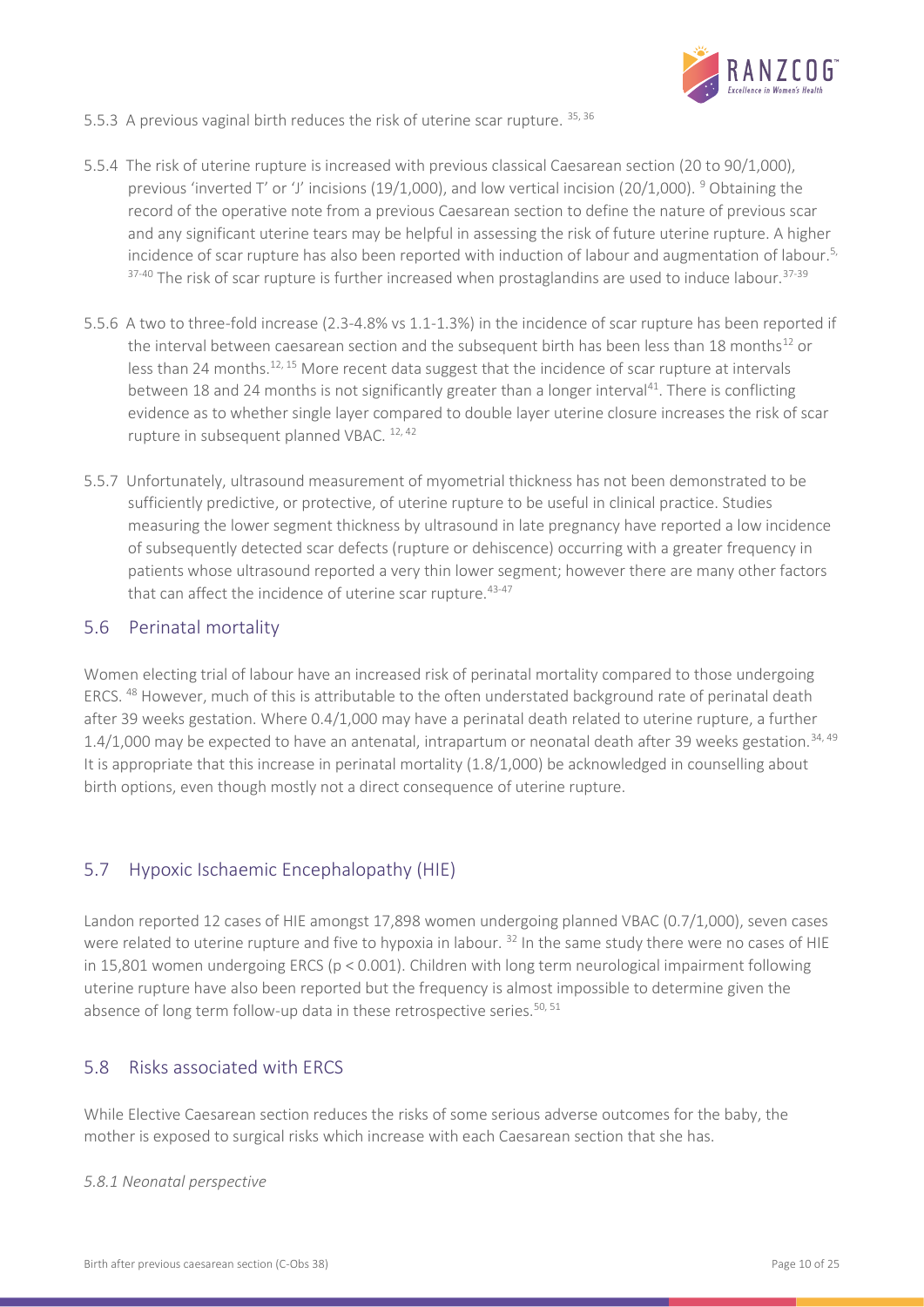5.5.3 A previous vaginal birth reduces the risk of uterine scar rupture. [35, 36]

5.5.4 The risk of uterine rupture is increased with previous classical Caesarean section (20 to 90/1,000), previous 'inverted T' or 'J' incisions (19/1,000), and low vertical incision (20/1,000). [9] Obtaining the record of the operative note from a previous Caesarean section to define the nature of previous scar and any significant uterine tears may be helpful in assessing the risk of future uterine rupture. A higher incidence of scar rupture has also been reported with induction of labour and augmentation of labour.[5, 37-40] The risk of scar rupture is further increased when prostaglandins are used to induce labour.[37-39]

5.5.6 A two to three-fold increase (2.3-4.8% vs 1.1-1.3%) in the incidence of scar rupture has been reported if the interval between caesarean section and the subsequent birth has been less than 18 months[12] or less than 24 months.[12, 15] More recent data suggest that the incidence of scar rupture at intervals between 18 and 24 months is not significantly greater than a longer interval[41]. There is conflicting evidence as to whether single layer compared to double layer uterine closure increases the risk of scar rupture in subsequent planned VBAC. [12, 42]

5.5.7 Unfortunately, ultrasound measurement of myometrial thickness has not been demonstrated to be sufficiently predictive, or protective, of uterine rupture to be useful in clinical practice. Studies measuring the lower segment thickness by ultrasound in late pregnancy have reported a low incidence of subsequently detected scar defects (rupture or dehiscence) occurring with a greater frequency in patients whose ultrasound reported a very thin lower segment; however there are many other factors that can affect the incidence of uterine scar rupture.[43-47]

## 5.6 Perinatal mortality

Women electing trial of labour have an increased risk of perinatal mortality compared to those undergoing ERCS. [48] However, much of this is attributable to the often understated background rate of perinatal death after 39 weeks gestation. Where 0.4/1,000 may have a perinatal death related to uterine rupture, a further 1.4/1,000 may be expected to have an antenatal, intrapartum or neonatal death after 39 weeks gestation.[34, 49] It is appropriate that this increase in perinatal mortality (1.8/1,000) be acknowledged in counselling about birth options, even though mostly not a direct consequence of uterine rupture.

## 5.7 Hypoxic Ischaemic Encephalopathy (HIE)

Landon reported 12 cases of HIE amongst 17,898 women undergoing planned VBAC (0.7/1,000), seven cases were related to uterine rupture and five to hypoxia in labour. [32] In the same study there were no cases of HIE in 15,801 women undergoing ERCS ($p < 0.001$). Children with long term neurological impairment following uterine rupture have also been reported but the frequency is almost impossible to determine given the absence of long term follow-up data in these retrospective series.[50, 51]

## 5.8 Risks associated with ERCS

While Elective Caesarean section reduces the risks of some serious adverse outcomes for the baby, the mother is exposed to surgical risks which increase with each Caesarean section that she has.

*5.8.1 Neonatal perspective*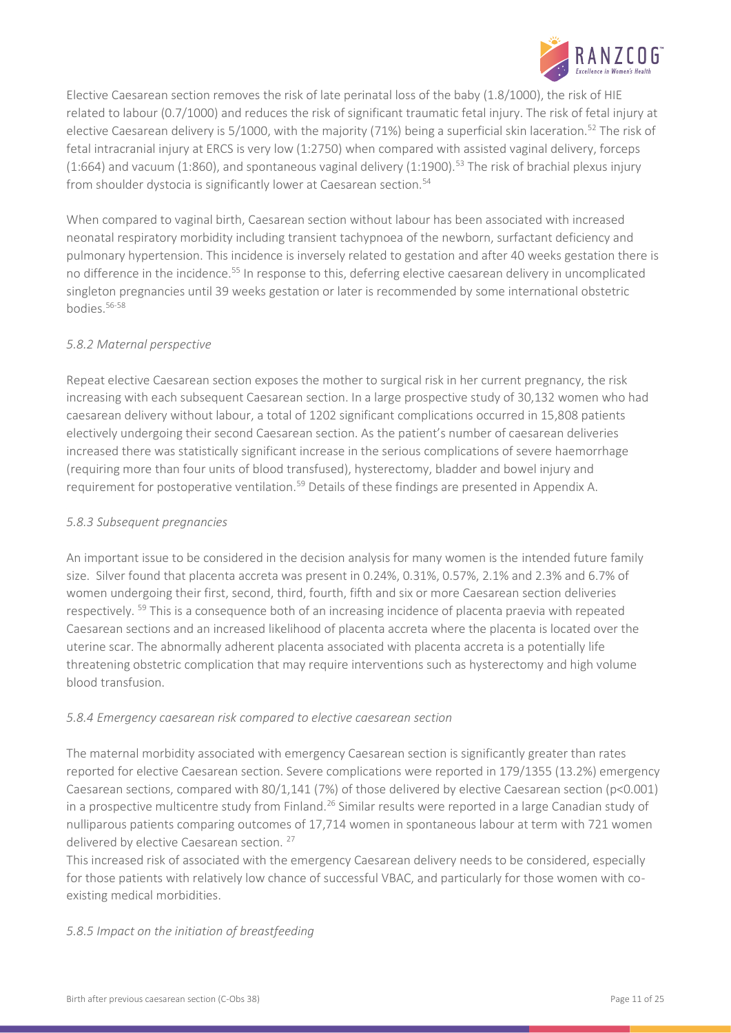Elective Caesarean section removes the risk of late perinatal loss of the baby (1.8/1000), the risk of HIE related to labour (0.7/1000) and reduces the risk of significant traumatic fetal injury. The risk of fetal injury at elective Caesarean delivery is 5/1000, with the majority (71%) being a superficial skin laceration.[52] The risk of fetal intracranial injury at ERCS is very low (1:2750) when compared with assisted vaginal delivery, forceps (1:664) and vacuum (1:860), and spontaneous vaginal delivery (1:1900).[53] The risk of brachial plexus injury from shoulder dystocia is significantly lower at Caesarean section.[54]

When compared to vaginal birth, Caesarean section without labour has been associated with increased neonatal respiratory morbidity including transient tachypnoea of the newborn, surfactant deficiency and pulmonary hypertension. This incidence is inversely related to gestation and after 40 weeks gestation there is no difference in the incidence.[55] In response to this, deferring elective caesarean delivery in uncomplicated singleton pregnancies until 39 weeks gestation or later is recommended by some international obstetric bodies.[56-58]

### *5.8.2 Maternal perspective*

Repeat elective Caesarean section exposes the mother to surgical risk in her current pregnancy, the risk increasing with each subsequent Caesarean section. In a large prospective study of 30,132 women who had caesarean delivery without labour, a total of 1202 significant complications occurred in 15,808 patients electively undergoing their second Caesarean section. As the patient's number of caesarean deliveries increased there was statistically significant increase in the serious complications of severe haemorrhage (requiring more than four units of blood transfused), hysterectomy, bladder and bowel injury and requirement for postoperative ventilation.[59] Details of these findings are presented in Appendix A.

### *5.8.3 Subsequent pregnancies*

An important issue to be considered in the decision analysis for many women is the intended future family size. Silver found that placenta accreta was present in 0.24%, 0.31%, 0.57%, 2.1% and 2.3% and 6.7% of women undergoing their first, second, third, fourth, fifth and six or more Caesarean section deliveries respectively. [59] This is a consequence both of an increasing incidence of placenta praevia with repeated Caesarean sections and an increased likelihood of placenta accreta where the placenta is located over the uterine scar. The abnormally adherent placenta associated with placenta accreta is a potentially life threatening obstetric complication that may require interventions such as hysterectomy and high volume blood transfusion.

### *5.8.4 Emergency caesarean risk compared to elective caesarean section*

The maternal morbidity associated with emergency Caesarean section is significantly greater than rates reported for elective Caesarean section. Severe complications were reported in 179/1355 (13.2%) emergency Caesarean sections, compared with 80/1,141 (7%) of those delivered by elective Caesarean section ($p<0.001$) in a prospective multicentre study from Finland.[26] Similar results were reported in a large Canadian study of nulliparous patients comparing outcomes of 17,714 women in spontaneous labour at term with 721 women delivered by elective Caesarean section. [27]

This increased risk of associated with the emergency Caesarean delivery needs to be considered, especially for those patients with relatively low chance of successful VBAC, and particularly for those women with co-existing medical morbidities.

### *5.8.5 Impact on the initiation of breastfeeding*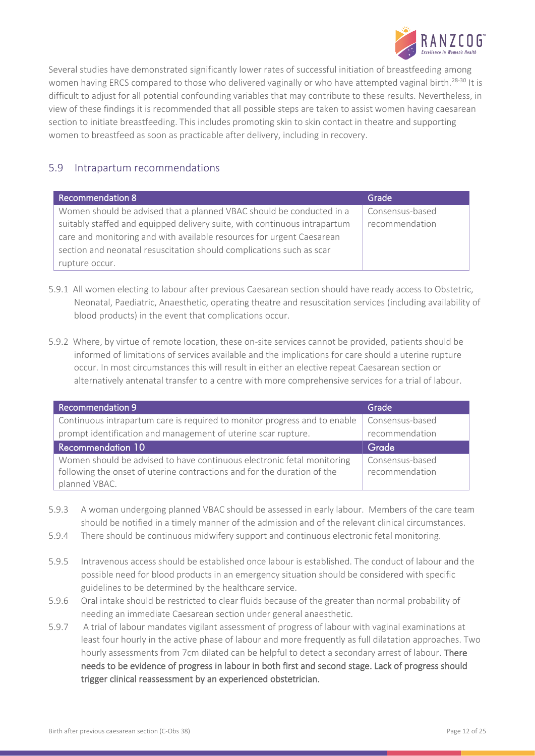Several studies have demonstrated significantly lower rates of successful initiation of breastfeeding among women having ERCS compared to those who delivered vaginally or who have attempted vaginal birth.[28-30] It is difficult to adjust for all potential confounding variables that may contribute to these results. Nevertheless, in view of these findings it is recommended that all possible steps are taken to assist women having caesarean section to initiate breastfeeding. This includes promoting skin to skin contact in theatre and supporting women to breastfeed as soon as practicable after delivery, including in recovery.

## 5.9 Intrapartum recommendations

| Recommendation 8 | Grade |
|---|---|
| Women should be advised that a planned VBAC should be conducted in a suitably staffed and equipped delivery suite, with continuous intrapartum care and monitoring and with available resources for urgent Caesarean section and neonatal resuscitation should complications such as scar rupture occur. | Consensus-based recommendation |

5.9.1 All women electing to labour after previous Caesarean section should have ready access to Obstetric, Neonatal, Paediatric, Anaesthetic, operating theatre and resuscitation services (including availability of blood products) in the event that complications occur.

5.9.2 Where, by virtue of remote location, these on-site services cannot be provided, patients should be informed of limitations of services available and the implications for care should a uterine rupture occur. In most circumstances this will result in either an elective repeat Caesarean section or alternatively antenatal transfer to a centre with more comprehensive services for a trial of labour.

| Recommendation 9 | Grade |
|---|---|
| Continuous intrapartum care is required to monitor progress and to enable prompt identification and management of uterine scar rupture. | Consensus-based recommendation |
| **Recommendation 10** | **Grade** |
| Women should be advised to have continuous electronic fetal monitoring following the onset of uterine contractions and for the duration of the planned VBAC. | Consensus-based recommendation |

5.9.3 A woman undergoing planned VBAC should be assessed in early labour. Members of the care team should be notified in a timely manner of the admission and of the relevant clinical circumstances.

5.9.4 There should be continuous midwifery support and continuous electronic fetal monitoring.

5.9.5 Intravenous access should be established once labour is established. The conduct of labour and the possible need for blood products in an emergency situation should be considered with specific guidelines to be determined by the healthcare service.

5.9.6 Oral intake should be restricted to clear fluids because of the greater than normal probability of needing an immediate Caesarean section under general anaesthetic.

5.9.7 A trial of labour mandates vigilant assessment of progress of labour with vaginal examinations at least four hourly in the active phase of labour and more frequently as full dilatation approaches. Two hourly assessments from 7cm dilated can be helpful to detect a secondary arrest of labour. **There needs to be evidence of progress in labour in both first and second stage. Lack of progress should trigger clinical reassessment by an experienced obstetrician.**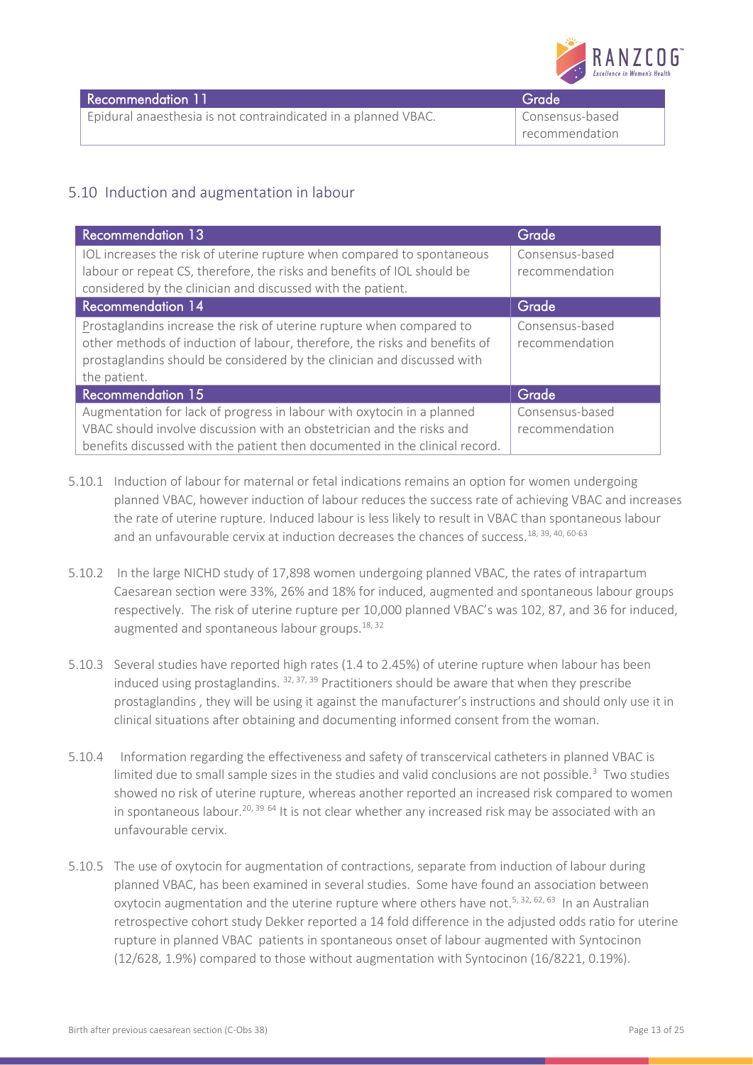| Recommendation 11 | Grade |
|---|---|
| Epidural anaesthesia is not contraindicated in a planned VBAC. | Consensus-based recommendation |

## 5.10 Induction and augmentation in labour

| Recommendation 13 | Grade |
|---|---|
| IOL increases the risk of uterine rupture when compared to spontaneous labour or repeat CS, therefore, the risks and benefits of IOL should be considered by the clinician and discussed with the patient. | Consensus-based recommendation |
| **Recommendation 14** | **Grade** |
| Prostaglandins increase the risk of uterine rupture when compared to other methods of induction of labour, therefore, the risks and benefits of prostaglandins should be considered by the clinician and discussed with the patient. | Consensus-based recommendation |
| **Recommendation 15** | **Grade** |
| Augmentation for lack of progress in labour with oxytocin in a planned VBAC should involve discussion with an obstetrician and the risks and benefits discussed with the patient then documented in the clinical record. | Consensus-based recommendation |

5.10.1 Induction of labour for maternal or fetal indications remains an option for women undergoing planned VBAC, however induction of labour reduces the success rate of achieving VBAC and increases the rate of uterine rupture. Induced labour is less likely to result in VBAC than spontaneous labour and an unfavourable cervix at induction decreases the chances of success.[18, 39, 40, 60-63]

5.10.2 In the large NICHD study of 17,898 women undergoing planned VBAC, the rates of intrapartum Caesarean section were 33%, 26% and 18% for induced, augmented and spontaneous labour groups respectively. The risk of uterine rupture per 10,000 planned VBAC's was 102, 87, and 36 for induced, augmented and spontaneous labour groups.[18, 32]

5.10.3 Several studies have reported high rates (1.4 to 2.45%) of uterine rupture when labour has been induced using prostaglandins.[32, 37, 39] Practitioners should be aware that when they prescribe prostaglandins , they will be using it against the manufacturer's instructions and should only use it in clinical situations after obtaining and documenting informed consent from the woman.

5.10.4 Information regarding the effectiveness and safety of transcervical catheters in planned VBAC is limited due to small sample sizes in the studies and valid conclusions are not possible.[3] Two studies showed no risk of uterine rupture, whereas another reported an increased risk compared to women in spontaneous labour.[20, 39 64] It is not clear whether any increased risk may be associated with an unfavourable cervix.

5.10.5 The use of oxytocin for augmentation of contractions, separate from induction of labour during planned VBAC, has been examined in several studies. Some have found an association between oxytocin augmentation and the uterine rupture where others have not.[5, 32, 62, 63] In an Australian retrospective cohort study Dekker reported a 14 fold difference in the adjusted odds ratio for uterine rupture in planned VBAC patients in spontaneous onset of labour augmented with Syntocinon (12/628, 1.9%) compared to those without augmentation with Syntocinon (16/8221, 0.19%).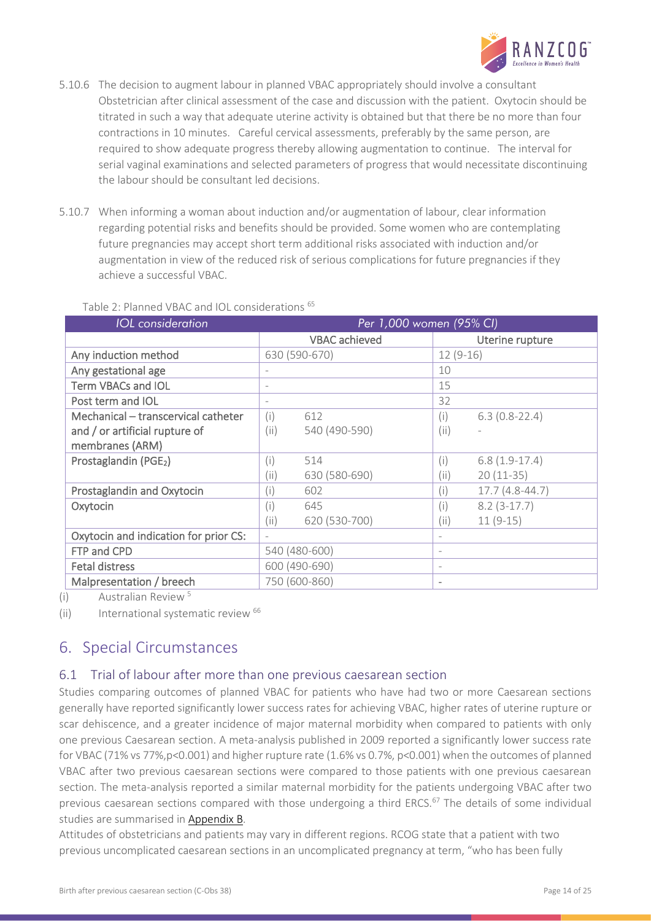5.10.6 The decision to augment labour in planned VBAC appropriately should involve a consultant Obstetrician after clinical assessment of the case and discussion with the patient. Oxytocin should be titrated in such a way that adequate uterine activity is obtained but that there be no more than four contractions in 10 minutes. Careful cervical assessments, preferably by the same person, are required to show adequate progress thereby allowing augmentation to continue. The interval for serial vaginal examinations and selected parameters of progress that would necessitate discontinuing the labour should be consultant led decisions.

5.10.7 When informing a woman about induction and/or augmentation of labour, clear information regarding potential risks and benefits should be provided. Some women who are contemplating future pregnancies may accept short term additional risks associated with induction and/or augmentation in view of the reduced risk of serious complications for future pregnancies if they achieve a successful VBAC.

Table 2: Planned VBAC and IOL considerations [65]

| IOL consideration | Per 1,000 women (95% CI) | | | |
|---|---|---|---|---|
| | VBAC achieved | | Uterine rupture | |
| Any induction method | 630 (590-670) | | 12 (9-16) | |
| Any gestational age | - | | 10 | |
| Term VBACs and IOL | - | | 15 | |
| Post term and IOL | - | | 32 | |
| Mechanical – transcervical catheter and / or artificial rupture of membranes (ARM) | (i) | 612 | (i) | 6.3 (0.8-22.4) |
| | (ii) | 540 (490-590) | (ii) | - |
| Prostaglandin ($PGE_2$) | (i) | 514 | (i) | 6.8 (1.9-17.4) |
| | (ii) | 630 (580-690) | (ii) | 20 (11-35) |
| Prostaglandin and Oxytocin | (i) | 602 | (i) | 17.7 (4.8-44.7) |
| Oxytocin | (i) | 645 | (i) | 8.2 (3-17.7) |
| | (ii) | 620 (530-700) | (ii) | 11 (9-15) |
| Oxytocin and indication for prior CS: | - | | - | |
| FTP and CPD | 540 (480-600) | | - | |
| Fetal distress | 600 (490-690) | | - | |
| Malpresentation / breech | 750 (600-860) | | - | |

(i) Australian Review [5]

(ii) International systematic review [66]

# 6. Special Circumstances

## 6.1 Trial of labour after more than one previous caesarean section

Studies comparing outcomes of planned VBAC for patients who have had two or more Caesarean sections generally have reported significantly lower success rates for achieving VBAC, higher rates of uterine rupture or scar dehiscence, and a greater incidence of major maternal morbidity when compared to patients with only one previous Caesarean section. A meta-analysis published in 2009 reported a significantly lower success rate for VBAC (71% vs 77%, $p<0.001$) and higher rupture rate (1.6% vs 0.7%, $p<0.001$) when the outcomes of planned VBAC after two previous caesarean sections were compared to those patients with one previous caesarean section. The meta-analysis reported a similar maternal morbidity for the patients undergoing VBAC after two previous caesarean sections compared with those undergoing a third ERCS.[67] The details of some individual studies are summarised in Appendix B.

Attitudes of obstetricians and patients may vary in different regions. RCOG state that a patient with two previous uncomplicated caesarean sections in an uncomplicated pregnancy at term, "who has been fully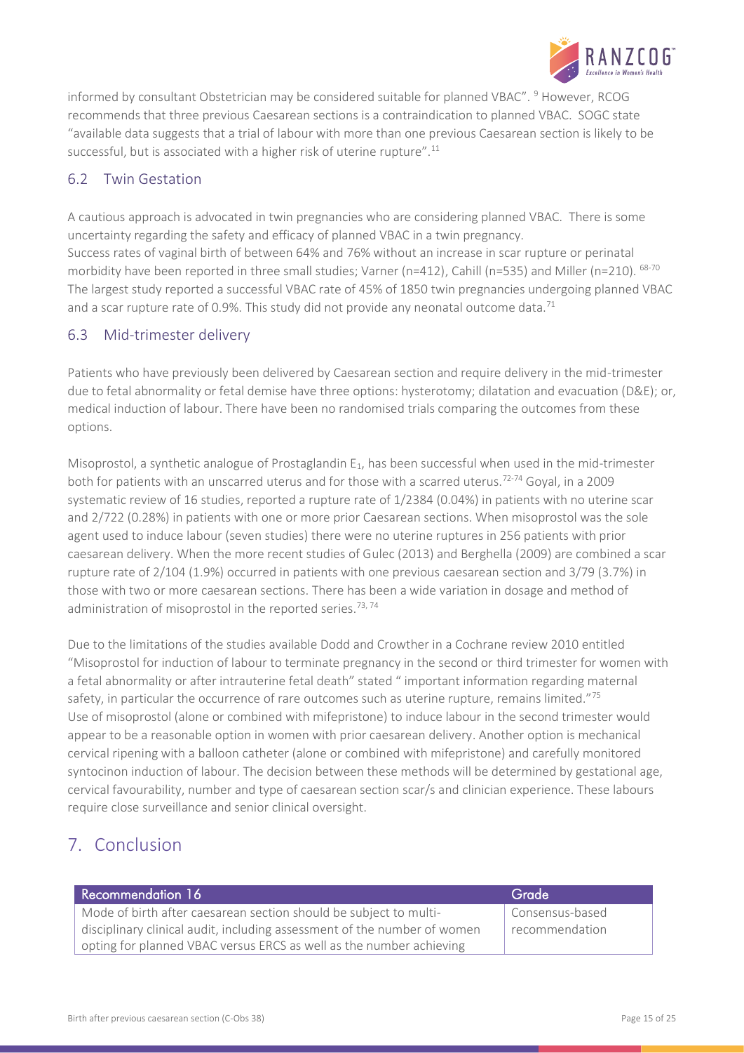informed by consultant Obstetrician may be considered suitable for planned VBAC".[9] However, RCOG recommends that three previous Caesarean sections is a contraindication to planned VBAC. SOGC state "available data suggests that a trial of labour with more than one previous Caesarean section is likely to be successful, but is associated with a higher risk of uterine rupture".[11]

## 6.2 Twin Gestation

A cautious approach is advocated in twin pregnancies who are considering planned VBAC. There is some uncertainty regarding the safety and efficacy of planned VBAC in a twin pregnancy.
Success rates of vaginal birth of between 64% and 76% without an increase in scar rupture or perinatal morbidity have been reported in three small studies; Varner (n=412), Cahill (n=535) and Miller (n=210).[68-70] The largest study reported a successful VBAC rate of 45% of 1850 twin pregnancies undergoing planned VBAC and a scar rupture rate of 0.9%. This study did not provide any neonatal outcome data.[71]

## 6.3 Mid-trimester delivery

Patients who have previously been delivered by Caesarean section and require delivery in the mid-trimester due to fetal abnormality or fetal demise have three options: hysterotomy; dilatation and evacuation (D&E); or, medical induction of labour. There have been no randomised trials comparing the outcomes from these options.

Misoprostol, a synthetic analogue of Prostaglandin $E_1$, has been successful when used in the mid-trimester both for patients with an unscarred uterus and for those with a scarred uterus.[72-74] Goyal, in a 2009 systematic review of 16 studies, reported a rupture rate of 1/2384 (0.04%) in patients with no uterine scar and 2/722 (0.28%) in patients with one or more prior Caesarean sections. When misoprostol was the sole agent used to induce labour (seven studies) there were no uterine ruptures in 256 patients with prior caesarean delivery. When the more recent studies of Gulec (2013) and Berghella (2009) are combined a scar rupture rate of 2/104 (1.9%) occurred in patients with one previous caesarean section and 3/79 (3.7%) in those with two or more caesarean sections. There has been a wide variation in dosage and method of administration of misoprostol in the reported series.[73, 74]

Due to the limitations of the studies available Dodd and Crowther in a Cochrane review 2010 entitled "Misoprostol for induction of labour to terminate pregnancy in the second or third trimester for women with a fetal abnormality or after intrauterine fetal death" stated " important information regarding maternal safety, in particular the occurrence of rare outcomes such as uterine rupture, remains limited."[75]
Use of misoprostol (alone or combined with mifepristone) to induce labour in the second trimester would appear to be a reasonable option in women with prior caesarean delivery. Another option is mechanical cervical ripening with a balloon catheter (alone or combined with mifepristone) and carefully monitored syntocinon induction of labour. The decision between these methods will be determined by gestational age, cervical favourability, number and type of caesarean section scar/s and clinician experience. These labours require close surveillance and senior clinical oversight.

# 7. Conclusion

| Recommendation 16 | Grade |
| --- | --- |
| Mode of birth after caesarean section should be subject to multi-disciplinary clinical audit, including assessment of the number of women opting for planned VBAC versus ERCS as well as the number achieving | Consensus-based recommendation |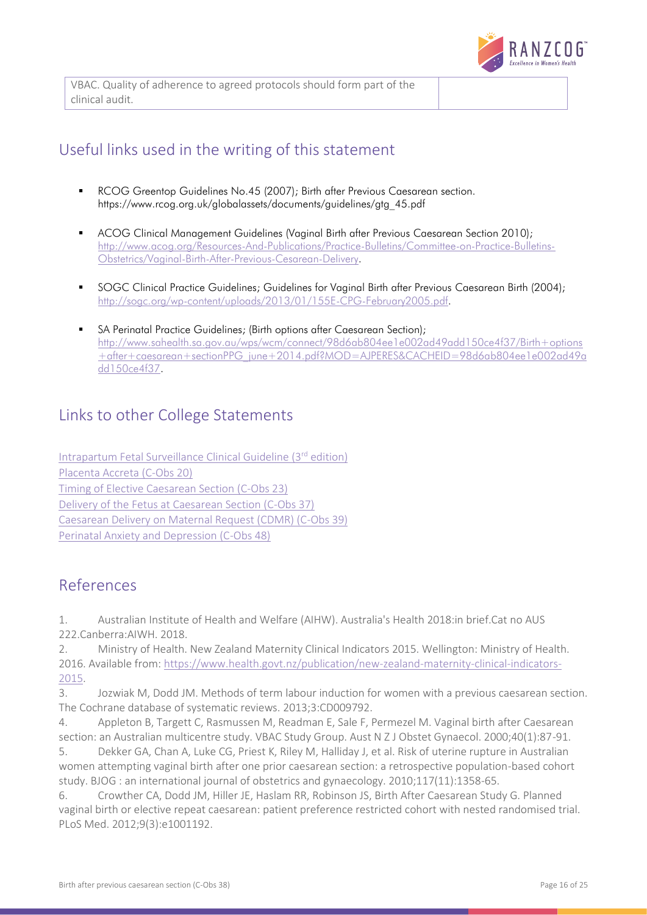| VBAC. Quality of adherence to agreed protocols should form part of the clinical audit. | |
|---|---|

## Useful links used in the writing of this statement

- RCOG Greentop Guidelines No.45 (2007); Birth after Previous Caesarean section. https://www.rcog.org.uk/globalassets/documents/guidelines/gtg_45.pdf
- ACOG Clinical Management Guidelines (Vaginal Birth after Previous Caesarean Section 2010); http://www.acog.org/Resources-And-Publications/Practice-Bulletins/Committee-on-Practice-Bulletins-Obstetrics/Vaginal-Birth-After-Previous-Cesarean-Delivery.
- SOGC Clinical Practice Guidelines; Guidelines for Vaginal Birth after Previous Caesarean Birth (2004); http://sogc.org/wp-content/uploads/2013/01/155E-CPG-February2005.pdf.
- SA Perinatal Practice Guidelines; (Birth options after Caesarean Section); http://www.sahealth.sa.gov.au/wps/wcm/connect/98d6ab804ee1e002ad49add150ce4f37/Birth+options+after+caesarean+sectionPPG_june+2014.pdf?MOD=AJPERES&CACHEID=98d6ab804ee1e002ad49add150ce4f37.

## Links to other College Statements

Intrapartum Fetal Surveillance Clinical Guideline (3rd edition)
Placenta Accreta (C-Obs 20)
Timing of Elective Caesarean Section (C-Obs 23)
Delivery of the Fetus at Caesarean Section (C-Obs 37)
Caesarean Delivery on Maternal Request (CDMR) (C-Obs 39)
Perinatal Anxiety and Depression (C-Obs 48)

## References

1. Australian Institute of Health and Welfare (AIHW). Australia's Health 2018:in brief.Cat no AUS 222.Canberra:AIWH. 2018.
2. Ministry of Health. New Zealand Maternity Clinical Indicators 2015. Wellington: Ministry of Health. 2016. Available from: https://www.health.govt.nz/publication/new-zealand-maternity-clinical-indicators-2015.
3. Jozwiak M, Dodd JM. Methods of term labour induction for women with a previous caesarean section. The Cochrane database of systematic reviews. 2013;3:CD009792.
4. Appleton B, Targett C, Rasmussen M, Readman E, Sale F, Permezel M. Vaginal birth after Caesarean section: an Australian multicentre study. VBAC Study Group. Aust N Z J Obstet Gynaecol. 2000;40(1):87-91.
5. Dekker GA, Chan A, Luke CG, Priest K, Riley M, Halliday J, et al. Risk of uterine rupture in Australian women attempting vaginal birth after one prior caesarean section: a retrospective population-based cohort study. BJOG : an international journal of obstetrics and gynaecology. 2010;117(11):1358-65.
6. Crowther CA, Dodd JM, Hiller JE, Haslam RR, Robinson JS, Birth After Caesarean Study G. Planned vaginal birth or elective repeat caesarean: patient preference restricted cohort with nested randomised trial. PLoS Med. 2012;9(3):e1001192.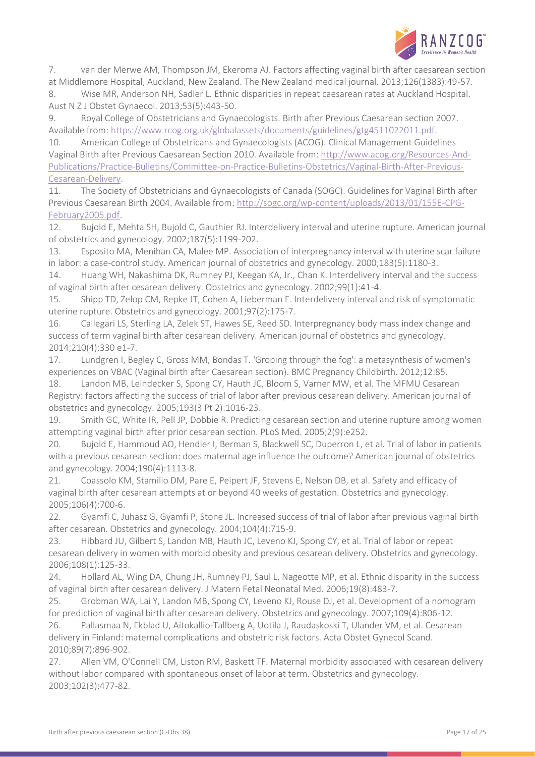7. van der Merwe AM, Thompson JM, Ekeroma AJ. Factors affecting vaginal birth after caesarean section at Middlemore Hospital, Auckland, New Zealand. The New Zealand medical journal. 2013;126(1383):49-57.
8. Wise MR, Anderson NH, Sadler L. Ethnic disparities in repeat caesarean rates at Auckland Hospital. Aust N Z J Obstet Gynaecol. 2013;53(5):443-50.
9. Royal College of Obstetricians and Gynaecologists. Birth after Previous Caesarean section 2007. Available from: https://www.rcog.org.uk/globalassets/documents/guidelines/gtg4511022011.pdf.
10. American College of Obstetricans and Gynaecologists (ACOG). Clinical Management Guidelines Vaginal Birth after Previous Caesarean Section 2010. Available from: http://www.acog.org/Resources-And-Publications/Practice-Bulletins/Committee-on-Practice-Bulletins-Obstetrics/Vaginal-Birth-After-Previous-Cesarean-Delivery.
11. The Society of Obstetricians and Gynaecologists of Canada (SOGC). Guidelines for Vaginal Birth after Previous Caesarean Birth 2004. Available from: http://sogc.org/wp-content/uploads/2013/01/155E-CPG-February2005.pdf.
12. Bujold E, Mehta SH, Bujold C, Gauthier RJ. Interdelivery interval and uterine rupture. American journal of obstetrics and gynecology. 2002;187(5):1199-202.
13. Esposito MA, Menihan CA, Malee MP. Association of interpregnancy interval with uterine scar failure in labor: a case-control study. American journal of obstetrics and gynecology. 2000;183(5):1180-3.
14. Huang WH, Nakashima DK, Rumney PJ, Keegan KA, Jr., Chan K. Interdelivery interval and the success of vaginal birth after cesarean delivery. Obstetrics and gynecology. 2002;99(1):41-4.
15. Shipp TD, Zelop CM, Repke JT, Cohen A, Lieberman E. Interdelivery interval and risk of symptomatic uterine rupture. Obstetrics and gynecology. 2001;97(2):175-7.
16. Callegari LS, Sterling LA, Zelek ST, Hawes SE, Reed SD. Interpregnancy body mass index change and success of term vaginal birth after cesarean delivery. American journal of obstetrics and gynecology. 2014;210(4):330 e1-7.
17. Lundgren I, Begley C, Gross MM, Bondas T. 'Groping through the fog': a metasynthesis of women's experiences on VBAC (Vaginal birth after Caesarean section). BMC Pregnancy Childbirth. 2012;12:85.
18. Landon MB, Leindecker S, Spong CY, Hauth JC, Bloom S, Varner MW, et al. The MFMU Cesarean Registry: factors affecting the success of trial of labor after previous cesarean delivery. American journal of obstetrics and gynecology. 2005;193(3 Pt 2):1016-23.
19. Smith GC, White IR, Pell JP, Dobbie R. Predicting cesarean section and uterine rupture among women attempting vaginal birth after prior cesarean section. PLoS Med. 2005;2(9):e252.
20. Bujold E, Hammoud AO, Hendler I, Berman S, Blackwell SC, Duperron L, et al. Trial of labor in patients with a previous cesarean section: does maternal age influence the outcome? American journal of obstetrics and gynecology. 2004;190(4):1113-8.
21. Coassolo KM, Stamilio DM, Pare E, Peipert JF, Stevens E, Nelson DB, et al. Safety and efficacy of vaginal birth after cesarean attempts at or beyond 40 weeks of gestation. Obstetrics and gynecology. 2005;106(4):700-6.
22. Gyamfi C, Juhasz G, Gyamfi P, Stone JL. Increased success of trial of labor after previous vaginal birth after cesarean. Obstetrics and gynecology. 2004;104(4):715-9.
23. Hibbard JU, Gilbert S, Landon MB, Hauth JC, Leveno KJ, Spong CY, et al. Trial of labor or repeat cesarean delivery in women with morbid obesity and previous cesarean delivery. Obstetrics and gynecology. 2006;108(1):125-33.
24. Hollard AL, Wing DA, Chung JH, Rumney PJ, Saul L, Nageotte MP, et al. Ethnic disparity in the success of vaginal birth after cesarean delivery. J Matern Fetal Neonatal Med. 2006;19(8):483-7.
25. Grobman WA, Lai Y, Landon MB, Spong CY, Leveno KJ, Rouse DJ, et al. Development of a nomogram for prediction of vaginal birth after cesarean delivery. Obstetrics and gynecology. 2007;109(4):806-12.
26. Pallasmaa N, Ekblad U, Aitokallio-Tallberg A, Uotila J, Raudaskoski T, Ulander VM, et al. Cesarean delivery in Finland: maternal complications and obstetric risk factors. Acta Obstet Gynecol Scand. 2010;89(7):896-902.
27. Allen VM, O'Connell CM, Liston RM, Baskett TF. Maternal morbidity associated with cesarean delivery without labor compared with spontaneous onset of labor at term. Obstetrics and gynecology. 2003;102(3):477-82.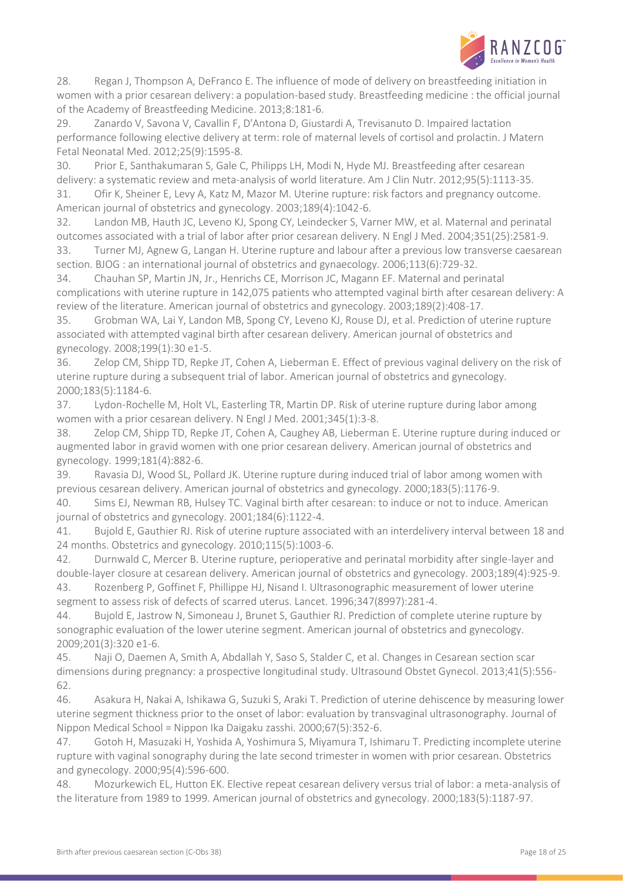28. Regan J, Thompson A, DeFranco E. The influence of mode of delivery on breastfeeding initiation in women with a prior cesarean delivery: a population-based study. Breastfeeding medicine : the official journal of the Academy of Breastfeeding Medicine. 2013;8:181-6.

29. Zanardo V, Savona V, Cavallin F, D'Antona D, Giustardi A, Trevisanuto D. Impaired lactation performance following elective delivery at term: role of maternal levels of cortisol and prolactin. J Matern Fetal Neonatal Med. 2012;25(9):1595-8.

30. Prior E, Santhakumaran S, Gale C, Philipps LH, Modi N, Hyde MJ. Breastfeeding after cesarean delivery: a systematic review and meta-analysis of world literature. Am J Clin Nutr. 2012;95(5):1113-35.

31. Ofir K, Sheiner E, Levy A, Katz M, Mazor M. Uterine rupture: risk factors and pregnancy outcome. American journal of obstetrics and gynecology. 2003;189(4):1042-6.

32. Landon MB, Hauth JC, Leveno KJ, Spong CY, Leindecker S, Varner MW, et al. Maternal and perinatal outcomes associated with a trial of labor after prior cesarean delivery. N Engl J Med. 2004;351(25):2581-9.

33. Turner MJ, Agnew G, Langan H. Uterine rupture and labour after a previous low transverse caesarean section. BJOG : an international journal of obstetrics and gynaecology. 2006;113(6):729-32.

34. Chauhan SP, Martin JN, Jr., Henrichs CE, Morrison JC, Magann EF. Maternal and perinatal complications with uterine rupture in 142,075 patients who attempted vaginal birth after cesarean delivery: A review of the literature. American journal of obstetrics and gynecology. 2003;189(2):408-17.

35. Grobman WA, Lai Y, Landon MB, Spong CY, Leveno KJ, Rouse DJ, et al. Prediction of uterine rupture associated with attempted vaginal birth after cesarean delivery. American journal of obstetrics and gynecology. 2008;199(1):30 e1-5.

36. Zelop CM, Shipp TD, Repke JT, Cohen A, Lieberman E. Effect of previous vaginal delivery on the risk of uterine rupture during a subsequent trial of labor. American journal of obstetrics and gynecology. 2000;183(5):1184-6.

37. Lydon-Rochelle M, Holt VL, Easterling TR, Martin DP. Risk of uterine rupture during labor among women with a prior cesarean delivery. N Engl J Med. 2001;345(1):3-8.

38. Zelop CM, Shipp TD, Repke JT, Cohen A, Caughey AB, Lieberman E. Uterine rupture during induced or augmented labor in gravid women with one prior cesarean delivery. American journal of obstetrics and gynecology. 1999;181(4):882-6.

39. Ravasia DJ, Wood SL, Pollard JK. Uterine rupture during induced trial of labor among women with previous cesarean delivery. American journal of obstetrics and gynecology. 2000;183(5):1176-9.

40. Sims EJ, Newman RB, Hulsey TC. Vaginal birth after cesarean: to induce or not to induce. American journal of obstetrics and gynecology. 2001;184(6):1122-4.

41. Bujold E, Gauthier RJ. Risk of uterine rupture associated with an interdelivery interval between 18 and 24 months. Obstetrics and gynecology. 2010;115(5):1003-6.

42. Durnwald C, Mercer B. Uterine rupture, perioperative and perinatal morbidity after single-layer and double-layer closure at cesarean delivery. American journal of obstetrics and gynecology. 2003;189(4):925-9.

43. Rozenberg P, Goffinet F, Phillippe HJ, Nisand I. Ultrasonographic measurement of lower uterine segment to assess risk of defects of scarred uterus. Lancet. 1996;347(8997):281-4.

44. Bujold E, Jastrow N, Simoneau J, Brunet S, Gauthier RJ. Prediction of complete uterine rupture by sonographic evaluation of the lower uterine segment. American journal of obstetrics and gynecology. 2009;201(3):320 e1-6.

45. Naji O, Daemen A, Smith A, Abdallah Y, Saso S, Stalder C, et al. Changes in Cesarean section scar dimensions during pregnancy: a prospective longitudinal study. Ultrasound Obstet Gynecol. 2013;41(5):556-62.

46. Asakura H, Nakai A, Ishikawa G, Suzuki S, Araki T. Prediction of uterine dehiscence by measuring lower uterine segment thickness prior to the onset of labor: evaluation by transvaginal ultrasonography. Journal of Nippon Medical School = Nippon Ika Daigaku zasshi. 2000;67(5):352-6.

47. Gotoh H, Masuzaki H, Yoshida A, Yoshimura S, Miyamura T, Ishimaru T. Predicting incomplete uterine rupture with vaginal sonography during the late second trimester in women with prior cesarean. Obstetrics and gynecology. 2000;95(4):596-600.

48. Mozurkewich EL, Hutton EK. Elective repeat cesarean delivery versus trial of labor: a meta-analysis of the literature from 1989 to 1999. American journal of obstetrics and gynecology. 2000;183(5):1187-97.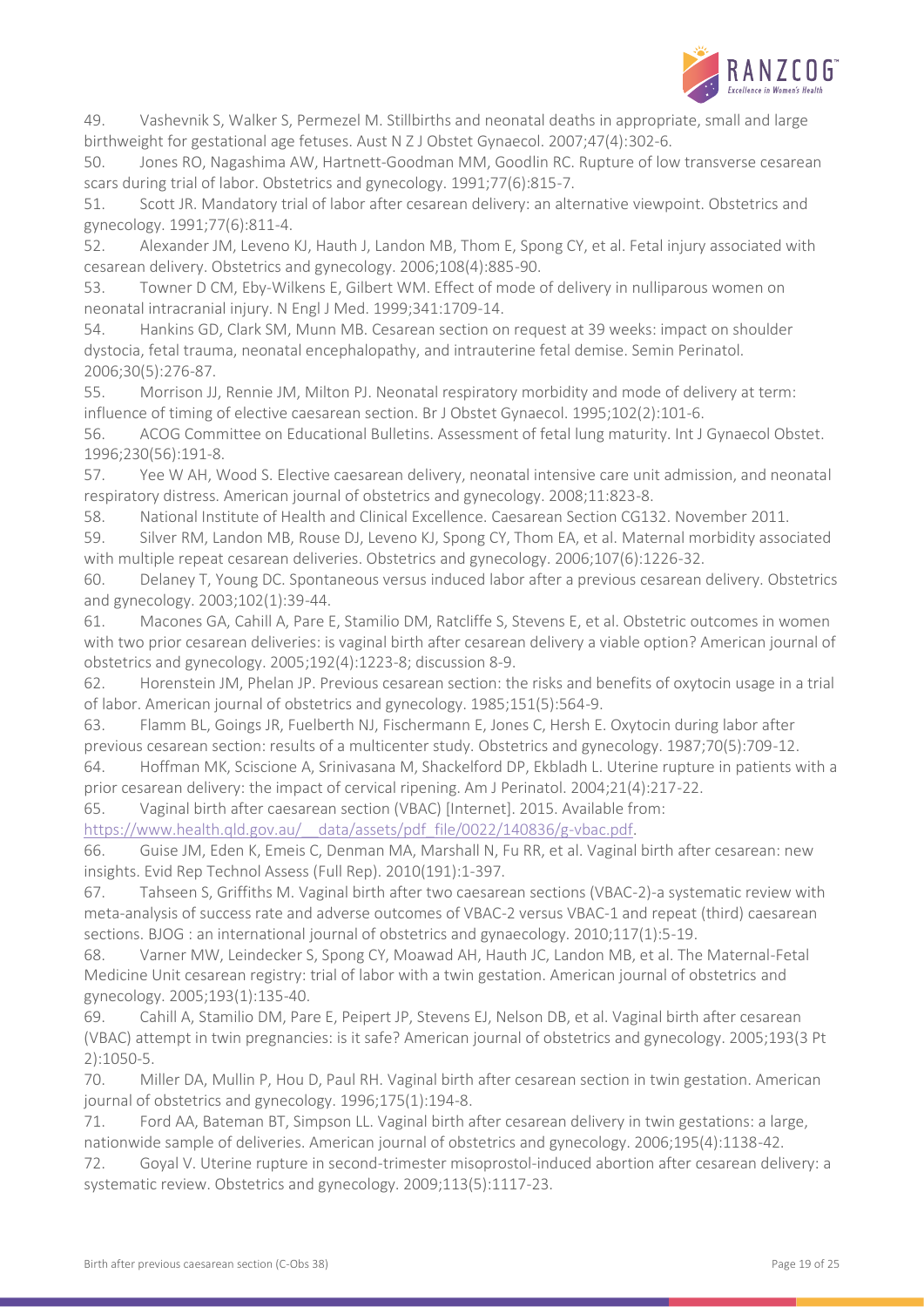49. Vashevnik S, Walker S, Permezel M. Stillbirths and neonatal deaths in appropriate, small and large birthweight for gestational age fetuses. Aust N Z J Obstet Gynaecol. 2007;47(4):302-6.

50. Jones RO, Nagashima AW, Hartnett-Goodman MM, Goodlin RC. Rupture of low transverse cesarean scars during trial of labor. Obstetrics and gynecology. 1991;77(6):815-7.

51. Scott JR. Mandatory trial of labor after cesarean delivery: an alternative viewpoint. Obstetrics and gynecology. 1991;77(6):811-4.

52. Alexander JM, Leveno KJ, Hauth J, Landon MB, Thom E, Spong CY, et al. Fetal injury associated with cesarean delivery. Obstetrics and gynecology. 2006;108(4):885-90.

53. Towner D CM, Eby-Wilkens E, Gilbert WM. Effect of mode of delivery in nulliparous women on neonatal intracranial injury. N Engl J Med. 1999;341:1709-14.

54. Hankins GD, Clark SM, Munn MB. Cesarean section on request at 39 weeks: impact on shoulder dystocia, fetal trauma, neonatal encephalopathy, and intrauterine fetal demise. Semin Perinatol. 2006;30(5):276-87.

55. Morrison JJ, Rennie JM, Milton PJ. Neonatal respiratory morbidity and mode of delivery at term: influence of timing of elective caesarean section. Br J Obstet Gynaecol. 1995;102(2):101-6.

56. ACOG Committee on Educational Bulletins. Assessment of fetal lung maturity. Int J Gynaecol Obstet. 1996;230(56):191-8.

57. Yee W AH, Wood S. Elective caesarean delivery, neonatal intensive care unit admission, and neonatal respiratory distress. American journal of obstetrics and gynecology. 2008;11:823-8.

58. National Institute of Health and Clinical Excellence. Caesarean Section CG132. November 2011.

59. Silver RM, Landon MB, Rouse DJ, Leveno KJ, Spong CY, Thom EA, et al. Maternal morbidity associated with multiple repeat cesarean deliveries. Obstetrics and gynecology. 2006;107(6):1226-32.

60. Delaney T, Young DC. Spontaneous versus induced labor after a previous cesarean delivery. Obstetrics and gynecology. 2003;102(1):39-44.

61. Macones GA, Cahill A, Pare E, Stamilio DM, Ratcliffe S, Stevens E, et al. Obstetric outcomes in women with two prior cesarean deliveries: is vaginal birth after cesarean delivery a viable option? American journal of obstetrics and gynecology. 2005;192(4):1223-8; discussion 8-9.

62. Horenstein JM, Phelan JP. Previous cesarean section: the risks and benefits of oxytocin usage in a trial of labor. American journal of obstetrics and gynecology. 1985;151(5):564-9.

63. Flamm BL, Goings JR, Fuelberth NJ, Fischermann E, Jones C, Hersh E. Oxytocin during labor after previous cesarean section: results of a multicenter study. Obstetrics and gynecology. 1987;70(5):709-12.

64. Hoffman MK, Sciscione A, Srinivasana M, Shackelford DP, Ekbladh L. Uterine rupture in patients with a prior cesarean delivery: the impact of cervical ripening. Am J Perinatol. 2004;21(4):217-22.

65. Vaginal birth after caesarean section (VBAC) [Internet]. 2015. Available from: https://www.health.qld.gov.au/__data/assets/pdf_file/0022/140836/g-vbac.pdf.

66. Guise JM, Eden K, Emeis C, Denman MA, Marshall N, Fu RR, et al. Vaginal birth after cesarean: new insights. Evid Rep Technol Assess (Full Rep). 2010(191):1-397.

67. Tahseen S, Griffiths M. Vaginal birth after two caesarean sections (VBAC-2)-a systematic review with meta-analysis of success rate and adverse outcomes of VBAC-2 versus VBAC-1 and repeat (third) caesarean sections. BJOG : an international journal of obstetrics and gynaecology. 2010;117(1):5-19.

68. Varner MW, Leindecker S, Spong CY, Moawad AH, Hauth JC, Landon MB, et al. The Maternal-Fetal Medicine Unit cesarean registry: trial of labor with a twin gestation. American journal of obstetrics and gynecology. 2005;193(1):135-40.

69. Cahill A, Stamilio DM, Pare E, Peipert JP, Stevens EJ, Nelson DB, et al. Vaginal birth after cesarean (VBAC) attempt in twin pregnancies: is it safe? American journal of obstetrics and gynecology. 2005;193(3 Pt 2):1050-5.

70. Miller DA, Mullin P, Hou D, Paul RH. Vaginal birth after cesarean section in twin gestation. American journal of obstetrics and gynecology. 1996;175(1):194-8.

71. Ford AA, Bateman BT, Simpson LL. Vaginal birth after cesarean delivery in twin gestations: a large, nationwide sample of deliveries. American journal of obstetrics and gynecology. 2006;195(4):1138-42.

72. Goyal V. Uterine rupture in second-trimester misoprostol-induced abortion after cesarean delivery: a systematic review. Obstetrics and gynecology. 2009;113(5):1117-23.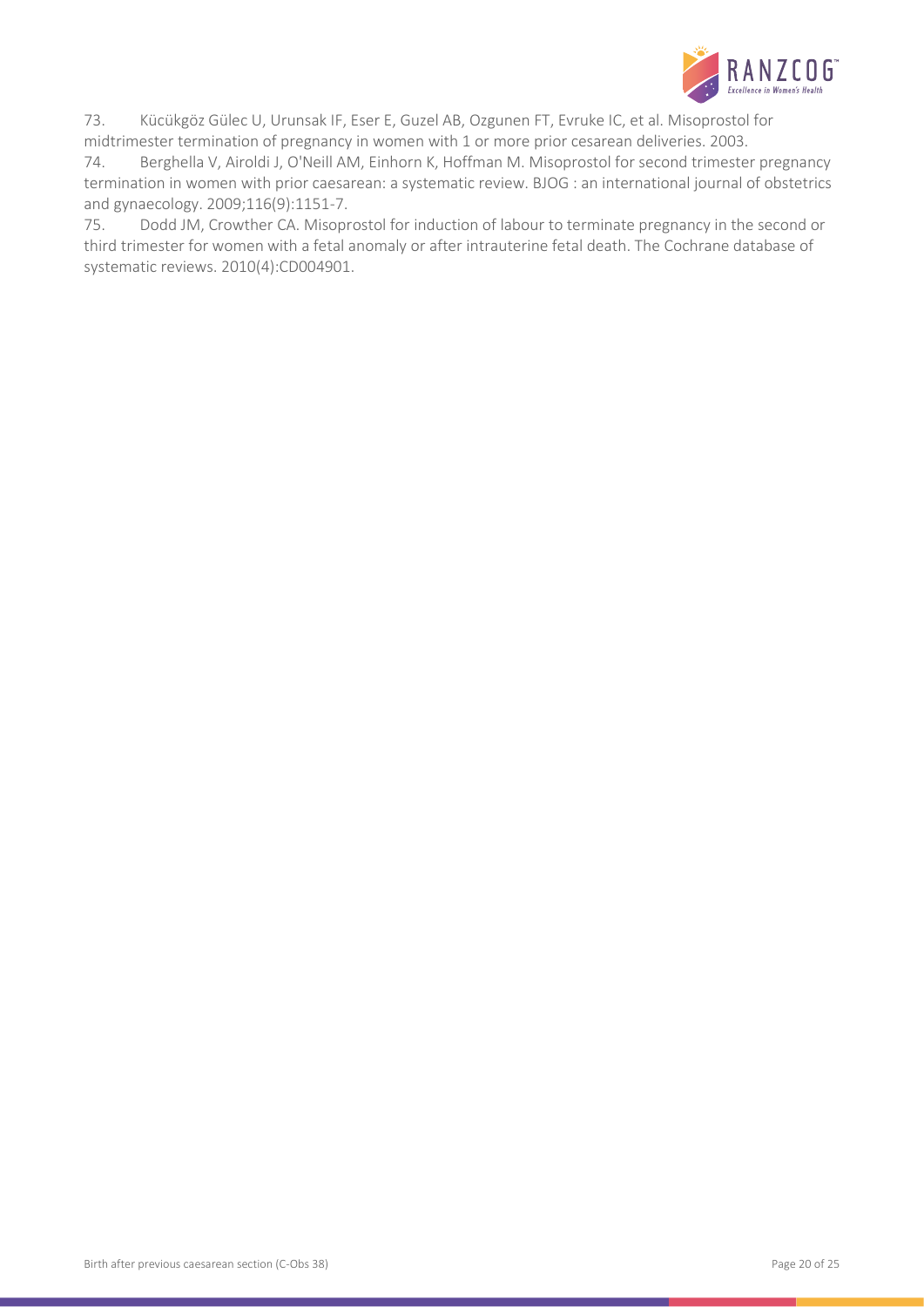73. Kücükgöz Gülec U, Urunsak IF, Eser E, Guzel AB, Ozgunen FT, Evruke IC, et al. Misoprostol for midtrimester termination of pregnancy in women with 1 or more prior cesarean deliveries. 2003.

74. Berghella V, Airoldi J, O'Neill AM, Einhorn K, Hoffman M. Misoprostol for second trimester pregnancy termination in women with prior caesarean: a systematic review. BJOG : an international journal of obstetrics and gynaecology. 2009;116(9):1151-7.

75. Dodd JM, Crowther CA. Misoprostol for induction of labour to terminate pregnancy in the second or third trimester for women with a fetal anomaly or after intrauterine fetal death. The Cochrane database of systematic reviews. 2010(4):CD004901.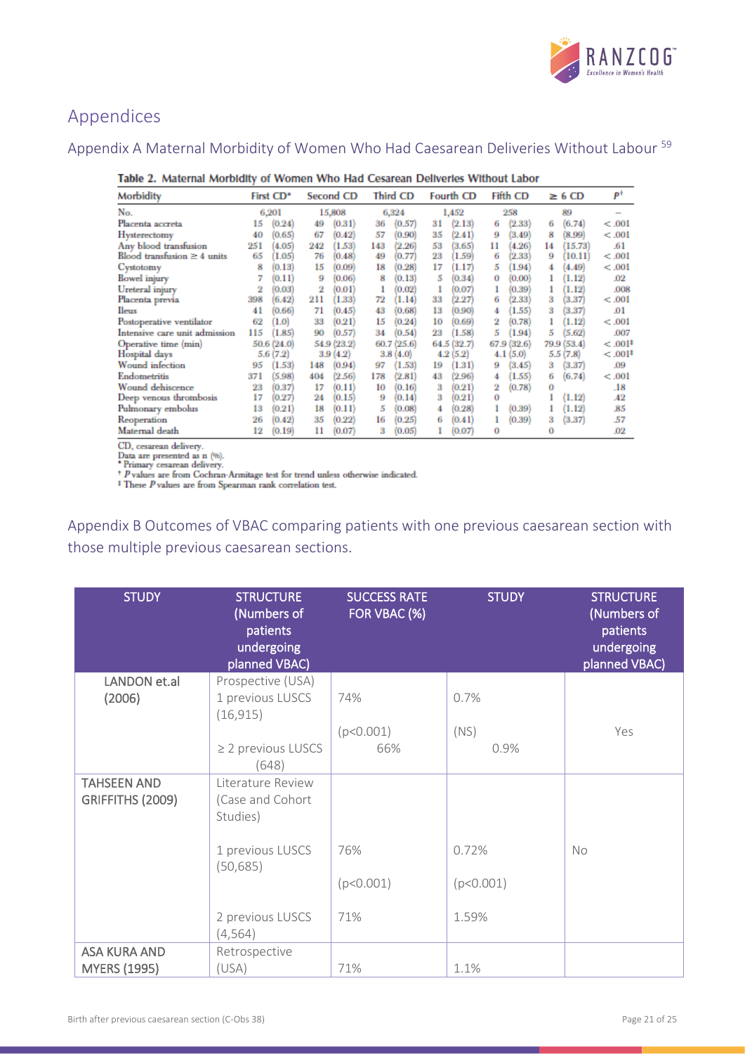## Appendices

### Appendix A Maternal Morbidity of Women Who Had Caesarean Deliveries Without Labour [59]

**Table 2. Maternal Morbidity of Women Who Had Cesarean Deliveries Without Labor**

| Morbidity | First CD* | Second CD | Third CD | Fourth CD | Fifth CD | ≥ 6 CD | P† |
|---|---|---|---|---|---|---|---|
| No. | 6,201 | 15,808 | 6,324 | 1,452 | 258 | 89 | – |
| Placenta accreta | 15 (0.24) | 49 (0.31) | 36 (0.57) | 31 (2.13) | 6 (2.33) | 6 (6.74) | <.001 |
| Hysterectomy | 40 (0.65) | 67 (0.42) | 57 (0.90) | 35 (2.41) | 9 (3.49) | 8 (8.99) | <.001 |
| Any blood transfusion | 251 (4.05) | 242 (1.53) | 143 (2.26) | 53 (3.65) | 11 (4.26) | 14 (15.73) | .61 |
| Blood transfusion ≥ 4 units | 65 (1.05) | 76 (0.48) | 49 (0.77) | 23 (1.59) | 6 (2.33) | 9 (10.11) | <.001 |
| Cystotomy | 8 (0.13) | 15 (0.09) | 18 (0.28) | 17 (1.17) | 5 (1.94) | 4 (4.49) | <.001 |
| Bowel injury | 7 (0.11) | 9 (0.06) | 8 (0.13) | 5 (0.34) | 0 (0.00) | 1 (1.12) | .02 |
| Ureteral injury | 2 (0.03) | 2 (0.01) | 1 (0.02) | 1 (0.07) | 1 (0.39) | 1 (1.12) | .008 |
| Placenta previa | 398 (6.42) | 211 (1.33) | 72 (1.14) | 33 (2.27) | 6 (2.33) | 3 (3.37) | <.001 |
| Ileus | 41 (0.66) | 71 (0.45) | 43 (0.68) | 13 (0.90) | 4 (1.55) | 3 (3.37) | .01 |
| Postoperative ventilator | 62 (1.0) | 33 (0.21) | 15 (0.24) | 10 (0.69) | 2 (0.78) | 1 (1.12) | <.001 |
| Intensive care unit admission | 115 (1.85) | 90 (0.57) | 34 (0.54) | 23 (1.58) | 5 (1.94) | 5 (5.62) | .007 |
| Operative time (min) | 50.6 (24.0) | 54.9 (23.2) | 60.7 (25.6) | 64.5 (32.7) | 67.9 (32.6) | 79.9 (53.4) | <.001‡ |
| Hospital days | 5.6 (7.2) | 3.9 (4.2) | 3.8 (4.0) | 4.2 (5.2) | 4.1 (5.0) | 5.5 (7.8) | <.001‡ |
| Wound infection | 95 (1.53) | 148 (0.94) | 97 (1.53) | 19 (1.31) | 9 (3.45) | 3 (3.37) | .09 |
| Endometritis | 371 (5.98) | 404 (2.56) | 178 (2.81) | 43 (2.96) | 4 (1.55) | 6 (6.74) | <.001 |
| Wound dehiscence | 23 (0.37) | 17 (0.11) | 10 (0.16) | 3 (0.21) | 2 (0.78) | 0 | .18 |
| Deep venous thrombosis | 17 (0.27) | 24 (0.15) | 9 (0.14) | 3 (0.21) | 0 | 1 (1.12) | .42 |
| Pulmonary embolus | 13 (0.21) | 18 (0.11) | 5 (0.08) | 4 (0.28) | 1 (0.39) | 1 (1.12) | .85 |
| Reoperation | 26 (0.42) | 35 (0.22) | 16 (0.25) | 6 (0.41) | 1 (0.39) | 3 (3.37) | .57 |
| Maternal death | 12 (0.19) | 11 (0.07) | 3 (0.05) | 1 (0.07) | 0 | 0 | .02 |

CD, cesarean delivery.
Data are presented as n (%).
\* Primary cesarean delivery.
† P values are from Cochran-Armitage test for trend unless otherwise indicated.
‡ These P values are from Spearman rank correlation test.

### Appendix B Outcomes of VBAC comparing patients with one previous caesarean section with those multiple previous caesarean sections.

| STUDY | STRUCTURE (Numbers of patients undergoing planned VBAC) | SUCCESS RATE FOR VBAC (%) | STUDY | STRUCTURE (Numbers of patients undergoing planned VBAC) |
|---|---|---|---|---|
| LANDON et.al (2006) | Prospective (USA)<br>1 previous LUSCS (16,915)<br>≥ 2 previous LUSCS (648) | 74%<br>(p<0.001)<br>66% | 0.7%<br>(NS)<br>0.9% | Yes |
| TAHSEEN AND GRIFFITHS (2009) | Literature Review (Case and Cohort Studies)<br>1 previous LUSCS (50,685)<br>2 previous LUSCS (4,564) | 76%<br>(p<0.001)<br>71% | 0.72%<br>(p<0.001)<br>1.59% | No |
| ASA KURA AND MYERS (1995) | Retrospective (USA) | 71% | 1.1% | |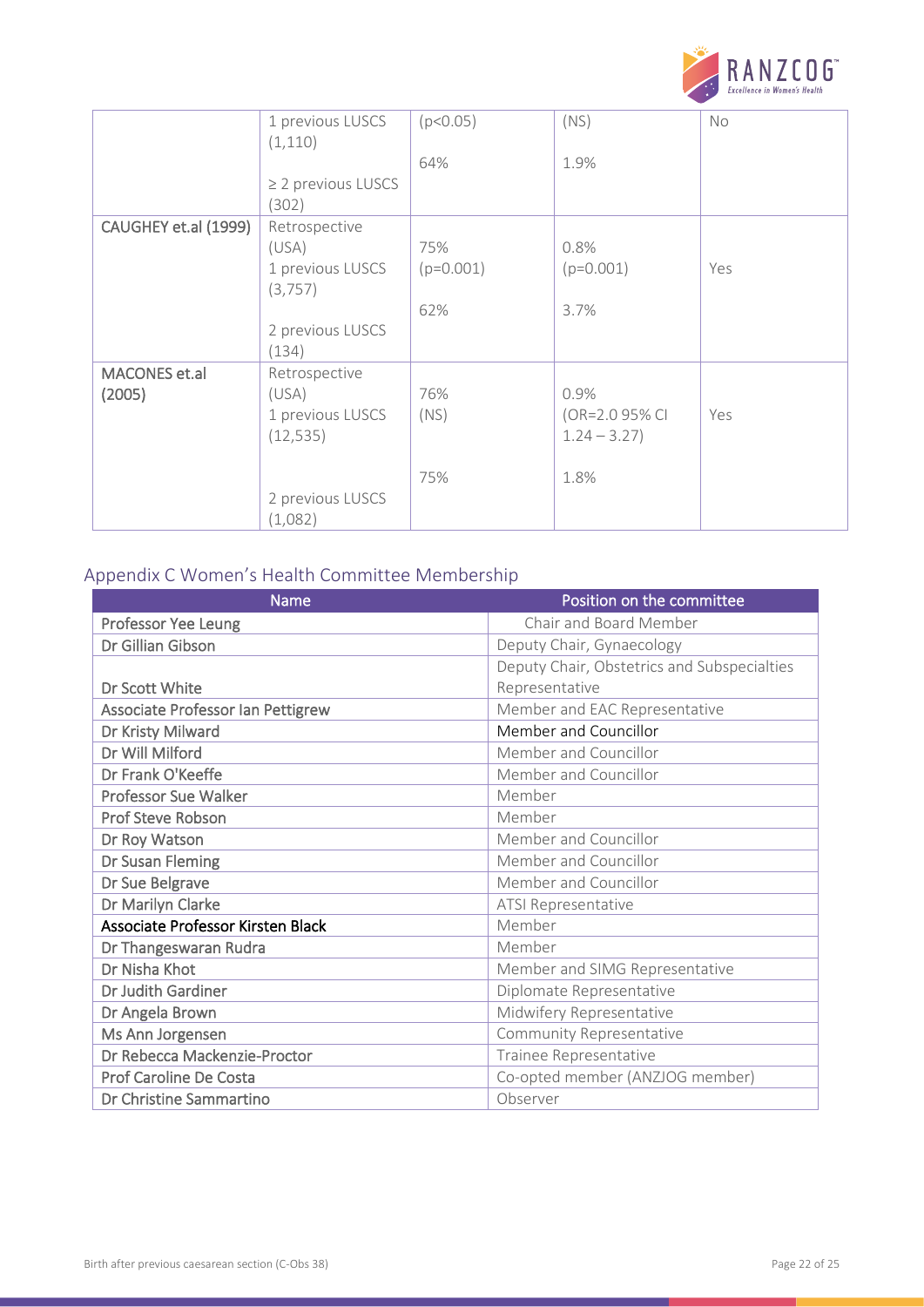| | 1 previous LUSCS (1,110)<br><br>≥ 2 previous LUSCS (302) | ($p<0.05$)<br><br>64% | (NS)<br><br>1.9% | No |
|---|---|---|---|---|
| CAUGHEY et.al (1999) | Retrospective (USA)<br>1 previous LUSCS (3,757)<br><br>2 previous LUSCS (134) | 75% ($p=0.001$)<br><br>62% | 0.8% ($p=0.001$)<br><br>3.7% | Yes |
| MACONES et.al (2005) | Retrospective (USA)<br>1 previous LUSCS (12,535)<br><br>2 previous LUSCS (1,082) | 76% (NS)<br><br>75% | 0.9% (OR=2.0 95% CI 1.24 – 3.27)<br><br>1.8% | Yes |

## Appendix C Women's Health Committee Membership

| Name | Position on the committee |
|---|---|
| Professor Yee Leung | Chair and Board Member |
| Dr Gillian Gibson | Deputy Chair, Gynaecology |
| Dr Scott White | Deputy Chair, Obstetrics and Subspecialties Representative |
| Associate Professor Ian Pettigrew | Member and EAC Representative |
| Dr Kristy Milward | Member and Councillor |
| Dr Will Milford | Member and Councillor |
| Dr Frank O'Keeffe | Member and Councillor |
| Professor Sue Walker | Member |
| Prof Steve Robson | Member |
| Dr Roy Watson | Member and Councillor |
| Dr Susan Fleming | Member and Councillor |
| Dr Sue Belgrave | Member and Councillor |
| Dr Marilyn Clarke | ATSI Representative |
| Associate Professor Kirsten Black | Member |
| Dr Thangeswaran Rudra | Member |
| Dr Nisha Khot | Member and SIMG Representative |
| Dr Judith Gardiner | Diplomate Representative |
| Dr Angela Brown | Midwifery Representative |
| Ms Ann Jorgensen | Community Representative |
| Dr Rebecca Mackenzie-Proctor | Trainee Representative |
| Prof Caroline De Costa | Co-opted member (ANZJOG member) |
| Dr Christine Sammartino | Observer |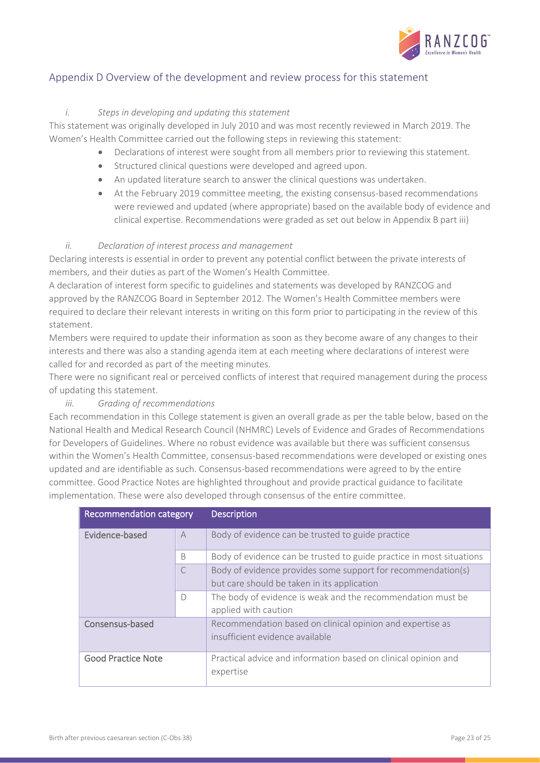## Appendix D Overview of the development and review process for this statement

### *i. Steps in developing and updating this statement*

This statement was originally developed in July 2010 and was most recently reviewed in March 2019. The Women's Health Committee carried out the following steps in reviewing this statement:

- Declarations of interest were sought from all members prior to reviewing this statement.
- Structured clinical questions were developed and agreed upon.
- An updated literature search to answer the clinical questions was undertaken.
- At the February 2019 committee meeting, the existing consensus-based recommendations were reviewed and updated (where appropriate) based on the available body of evidence and clinical expertise. Recommendations were graded as set out below in Appendix B part iii)

### *ii. Declaration of interest process and management*

Declaring interests is essential in order to prevent any potential conflict between the private interests of members, and their duties as part of the Women's Health Committee.

A declaration of interest form specific to guidelines and statements was developed by RANZCOG and approved by the RANZCOG Board in September 2012. The Women's Health Committee members were required to declare their relevant interests in writing on this form prior to participating in the review of this statement.

Members were required to update their information as soon as they become aware of any changes to their interests and there was also a standing agenda item at each meeting where declarations of interest were called for and recorded as part of the meeting minutes.

There were no significant real or perceived conflicts of interest that required management during the process of updating this statement.

### *iii. Grading of recommendations*

Each recommendation in this College statement is given an overall grade as per the table below, based on the National Health and Medical Research Council (NHMRC) Levels of Evidence and Grades of Recommendations for Developers of Guidelines. Where no robust evidence was available but there was sufficient consensus within the Women's Health Committee, consensus-based recommendations were developed or existing ones updated and are identifiable as such. Consensus-based recommendations were agreed to by the entire committee. Good Practice Notes are highlighted throughout and provide practical guidance to facilitate implementation. These were also developed through consensus of the entire committee.

| Recommendation category | | Description |
|---|---|---|
| Evidence-based | A | Body of evidence can be trusted to guide practice |
| | B | Body of evidence can be trusted to guide practice in most situations |
| | C | Body of evidence provides some support for recommendation(s) but care should be taken in its application |
| | D | The body of evidence is weak and the recommendation must be applied with caution |
| Consensus-based | | Recommendation based on clinical opinion and expertise as insufficient evidence available |
| Good Practice Note | | Practical advice and information based on clinical opinion and expertise |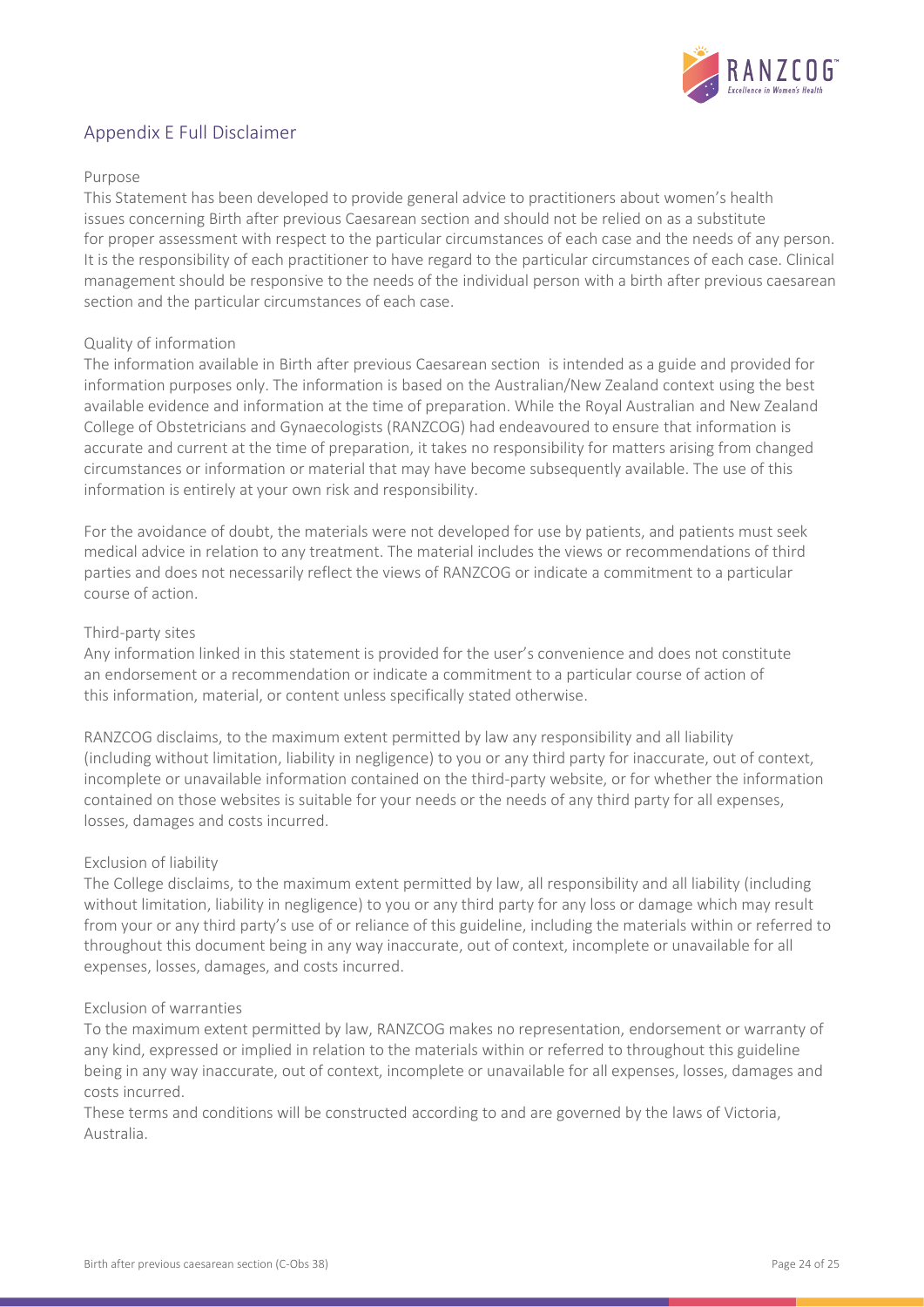## Appendix E Full Disclaimer

### Purpose

This Statement has been developed to provide general advice to practitioners about women's health issues concerning Birth after previous Caesarean section and should not be relied on as a substitute for proper assessment with respect to the particular circumstances of each case and the needs of any person. It is the responsibility of each practitioner to have regard to the particular circumstances of each case. Clinical management should be responsive to the needs of the individual person with a birth after previous caesarean section and the particular circumstances of each case.

### Quality of information

The information available in Birth after previous Caesarean section is intended as a guide and provided for information purposes only. The information is based on the Australian/New Zealand context using the best available evidence and information at the time of preparation. While the Royal Australian and New Zealand College of Obstetricians and Gynaecologists (RANZCOG) had endeavoured to ensure that information is accurate and current at the time of preparation, it takes no responsibility for matters arising from changed circumstances or information or material that may have become subsequently available. The use of this information is entirely at your own risk and responsibility.

For the avoidance of doubt, the materials were not developed for use by patients, and patients must seek medical advice in relation to any treatment. The material includes the views or recommendations of third parties and does not necessarily reflect the views of RANZCOG or indicate a commitment to a particular course of action.

### Third-party sites

Any information linked in this statement is provided for the user's convenience and does not constitute an endorsement or a recommendation or indicate a commitment to a particular course of action of this information, material, or content unless specifically stated otherwise.

RANZCOG disclaims, to the maximum extent permitted by law any responsibility and all liability (including without limitation, liability in negligence) to you or any third party for inaccurate, out of context, incomplete or unavailable information contained on the third-party website, or for whether the information contained on those websites is suitable for your needs or the needs of any third party for all expenses, losses, damages and costs incurred.

### Exclusion of liability

The College disclaims, to the maximum extent permitted by law, all responsibility and all liability (including without limitation, liability in negligence) to you or any third party for any loss or damage which may result from your or any third party's use of or reliance of this guideline, including the materials within or referred to throughout this document being in any way inaccurate, out of context, incomplete or unavailable for all expenses, losses, damages, and costs incurred.

### Exclusion of warranties

To the maximum extent permitted by law, RANZCOG makes no representation, endorsement or warranty of any kind, expressed or implied in relation to the materials within or referred to throughout this guideline being in any way inaccurate, out of context, incomplete or unavailable for all expenses, losses, damages and costs incurred.

These terms and conditions will be constructed according to and are governed by the laws of Victoria, Australia.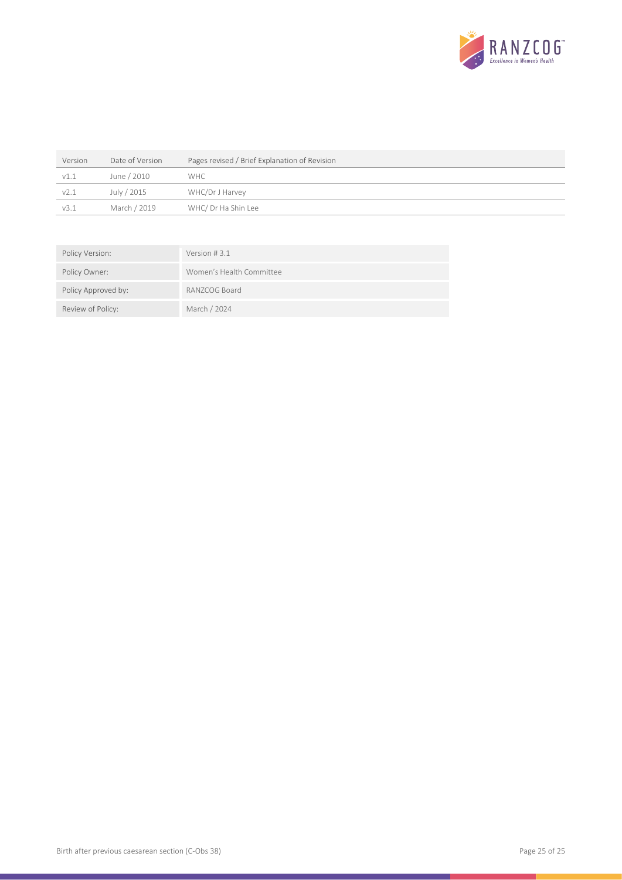| Version | Date of Version | Pages revised / Brief Explanation of Revision |
| --- | --- | --- |
| v1.1 | June / 2010 | WHC |
| v2.1 | July / 2015 | WHC/Dr J Harvey |
| v3.1 | March / 2019 | WHC/ Dr Ha Shin Lee |

| | |
| --- | --- |
| Policy Version: | Version # 3.1 |
| Policy Owner: | Women's Health Committee |
| Policy Approved by: | RANZCOG Board |
| Review of Policy: | March / 2024 |